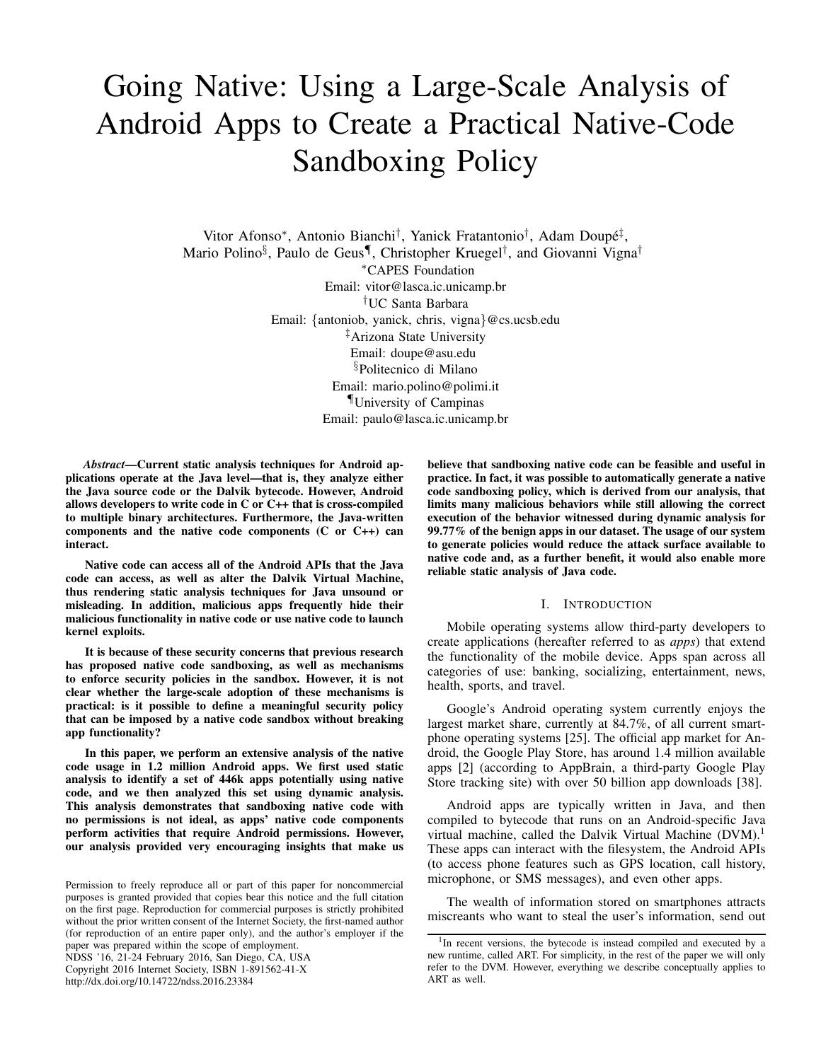# Going Native: Using a Large-Scale Analysis of Android Apps to Create a Practical Native-Code Sandboxing Policy

Vitor Afonso[*], Antonio Bianchi[†], Yanick Fratantonio[†], Adam Doupé[‡], Mario Polino[§], Paulo de Geus[¶], Christopher Kruegel[†], and Giovanni Vigna[†]

[*]CAPES Foundation
Email: vitor@lasca.ic.unicamp.br

[†]UC Santa Barbara
Email: {antoniob, yanick, chris, vigna}@cs.ucsb.edu

[‡]Arizona State University
Email: doupe@asu.edu

[§]Politecnico di Milano
Email: mario.polino@polimi.it

[¶]University of Campinas
Email: paulo@lasca.ic.unicamp.br

***Abstract*—Current static analysis techniques for Android applications operate at the Java level—that is, they analyze either the Java source code or the Dalvik bytecode. However, Android allows developers to write code in C or C++ that is cross-compiled to multiple binary architectures. Furthermore, the Java-written components and the native code components (C or C++) can interact.**

**Native code can access all of the Android APIs that the Java code can access, as well as alter the Dalvik Virtual Machine, thus rendering static analysis techniques for Java unsound or misleading. In addition, malicious apps frequently hide their malicious functionality in native code or use native code to launch kernel exploits.**

**It is because of these security concerns that previous research has proposed native code sandboxing, as well as mechanisms to enforce security policies in the sandbox. However, it is not clear whether the large-scale adoption of these mechanisms is practical: is it possible to define a meaningful security policy that can be imposed by a native code sandbox without breaking app functionality?**

**In this paper, we perform an extensive analysis of the native code usage in 1.2 million Android apps. We first used static analysis to identify a set of 446k apps potentially using native code, and we then analyzed this set using dynamic analysis. This analysis demonstrates that sandboxing native code with no permissions is not ideal, as apps' native code components perform activities that require Android permissions. However, our analysis provided very encouraging insights that make us believe that sandboxing native code can be feasible and useful in practice. In fact, it was possible to automatically generate a native code sandboxing policy, which is derived from our analysis, that limits many malicious behaviors while still allowing the correct execution of the behavior witnessed during dynamic analysis for 99.77% of the benign apps in our dataset. The usage of our system to generate policies would reduce the attack surface available to native code and, as a further benefit, it would also enable more reliable static analysis of Java code.**

Permission to freely reproduce all or part of this paper for noncommercial purposes is granted provided that copies bear this notice and the full citation on the first page. Reproduction for commercial purposes is strictly prohibited without the prior written consent of the Internet Society, the first-named author (for reproduction of an entire paper only), and the author's employer if the paper was prepared within the scope of employment.
NDSS '16, 21-24 February 2016, San Diego, CA, USA
Copyright 2016 Internet Society, ISBN 1-891562-41-X
http://dx.doi.org/10.14722/ndss.2016.23384

## I. Introduction

Mobile operating systems allow third-party developers to create applications (hereafter referred to as *apps*) that extend the functionality of the mobile device. Apps span across all categories of use: banking, socializing, entertainment, news, health, sports, and travel.

Google's Android operating system currently enjoys the largest market share, currently at 84.7%, of all current smartphone operating systems [25]. The official app market for Android, the Google Play Store, has around 1.4 million available apps [2] (according to AppBrain, a third-party Google Play Store tracking site) with over 50 billion app downloads [38].

Android apps are typically written in Java, and then compiled to bytecode that runs on an Android-specific Java virtual machine, called the Dalvik Virtual Machine (DVM).[1] These apps can interact with the filesystem, the Android APIs (to access phone features such as GPS location, call history, microphone, or SMS messages), and even other apps.

The wealth of information stored on smartphones attracts miscreants who want to steal the user's information, send out

[1]In recent versions, the bytecode is instead compiled and executed by a new runtime, called ART. For simplicity, in the rest of the paper we will only refer to the DVM. However, everything we describe conceptually applies to ART as well.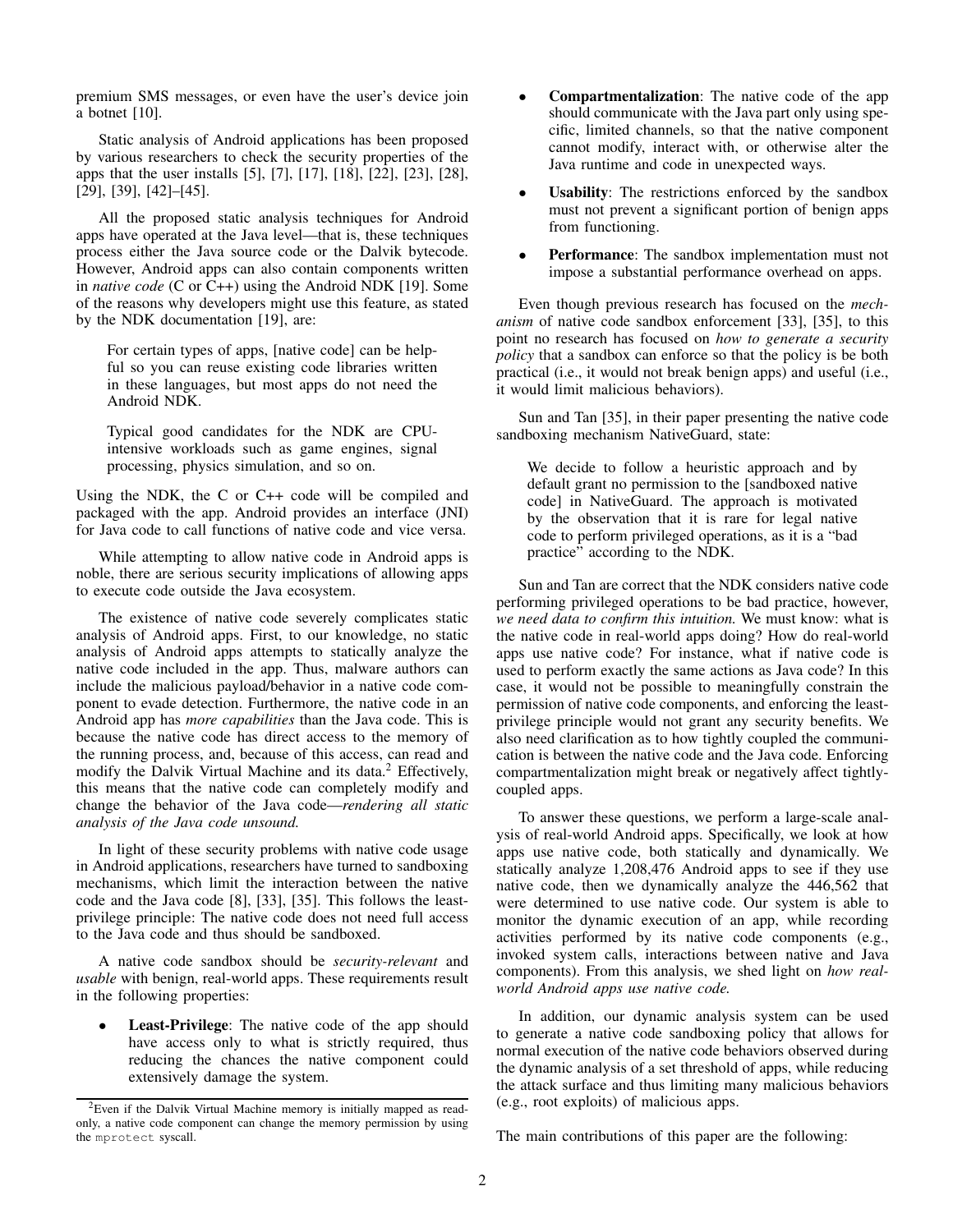premium SMS messages, or even have the user's device join a botnet [10].

Static analysis of Android applications has been proposed by various researchers to check the security properties of the apps that the user installs [5], [7], [17], [18], [22], [23], [28], [29], [39], [42]–[45].

All the proposed static analysis techniques for Android apps have operated at the Java level—that is, these techniques process either the Java source code or the Dalvik bytecode. However, Android apps can also contain components written in *native code* (C or C++) using the Android NDK [19]. Some of the reasons why developers might use this feature, as stated by the NDK documentation [19], are:

> For certain types of apps, [native code] can be helpful so you can reuse existing code libraries written in these languages, but most apps do not need the Android NDK.
>
> Typical good candidates for the NDK are CPU-intensive workloads such as game engines, signal processing, physics simulation, and so on.

Using the NDK, the C or C++ code will be compiled and packaged with the app. Android provides an interface (JNI) for Java code to call functions of native code and vice versa.

While attempting to allow native code in Android apps is noble, there are serious security implications of allowing apps to execute code outside the Java ecosystem.

The existence of native code severely complicates static analysis of Android apps. First, to our knowledge, no static analysis of Android apps attempts to statically analyze the native code included in the app. Thus, malware authors can include the malicious payload/behavior in a native code component to evade detection. Furthermore, the native code in an Android app has *more capabilities* than the Java code. This is because the native code has direct access to the memory of the running process, and, because of this access, can read and modify the Dalvik Virtual Machine and its data.[2] Effectively, this means that the native code can completely modify and change the behavior of the Java code—*rendering all static analysis of the Java code unsound.*

In light of these security problems with native code usage in Android applications, researchers have turned to sandboxing mechanisms, which limit the interaction between the native code and the Java code [8], [33], [35]. This follows the least-privilege principle: The native code does not need full access to the Java code and thus should be sandboxed.

A native code sandbox should be *security-relevant* and *usable* with benign, real-world apps. These requirements result in the following properties:

- **Least-Privilege**: The native code of the app should have access only to what is strictly required, thus reducing the chances the native component could extensively damage the system.
- **Compartmentalization**: The native code of the app should communicate with the Java part only using specific, limited channels, so that the native component cannot modify, interact with, or otherwise alter the Java runtime and code in unexpected ways.
- **Usability**: The restrictions enforced by the sandbox must not prevent a significant portion of benign apps from functioning.
- **Performance**: The sandbox implementation must not impose a substantial performance overhead on apps.

Even though previous research has focused on the *mechanism* of native code sandbox enforcement [33], [35], to this point no research has focused on *how to generate a security policy* that a sandbox can enforce so that the policy is be both practical (i.e., it would not break benign apps) and useful (i.e., it would limit malicious behaviors).

Sun and Tan [35], in their paper presenting the native code sandboxing mechanism NativeGuard, state:

> We decide to follow a heuristic approach and by default grant no permission to the [sandboxed native code] in NativeGuard. The approach is motivated by the observation that it is rare for legal native code to perform privileged operations, as it is a "bad practice" according to the NDK.

Sun and Tan are correct that the NDK considers native code performing privileged operations to be bad practice, however, *we need data to confirm this intuition.* We must know: what is the native code in real-world apps doing? How do real-world apps use native code? For instance, what if native code is used to perform exactly the same actions as Java code? In this case, it would not be possible to meaningfully constrain the permission of native code components, and enforcing the least-privilege principle would not grant any security benefits. We also need clarification as to how tightly coupled the communication is between the native code and the Java code. Enforcing compartmentalization might break or negatively affect tightly-coupled apps.

To answer these questions, we perform a large-scale analysis of real-world Android apps. Specifically, we look at how apps use native code, both statically and dynamically. We statically analyze 1,208,476 Android apps to see if they use native code, then we dynamically analyze the 446,562 that were determined to use native code. Our system is able to monitor the dynamic execution of an app, while recording activities performed by its native code components (e.g., invoked system calls, interactions between native and Java components). From this analysis, we shed light on *how real-world Android apps use native code.*

In addition, our dynamic analysis system can be used to generate a native code sandboxing policy that allows for normal execution of the native code behaviors observed during the dynamic analysis of a set threshold of apps, while reducing the attack surface and thus limiting many malicious behaviors (e.g., root exploits) of malicious apps.

The main contributions of this paper are the following:

[2] Even if the Dalvik Virtual Machine memory is initially mapped as read-only, a native code component can change the memory permission by using the `mprotect` syscall.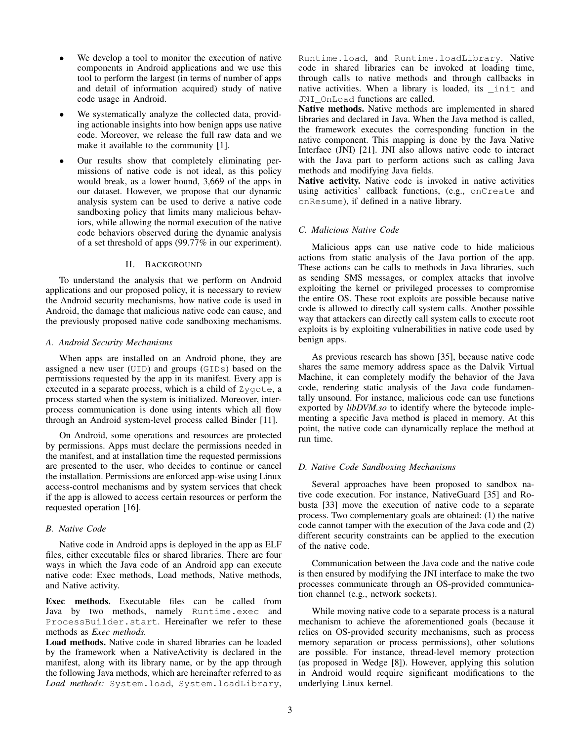- We develop a tool to monitor the execution of native components in Android applications and we use this tool to perform the largest (in terms of number of apps and detail of information acquired) study of native code usage in Android.
- We systematically analyze the collected data, providing actionable insights into how benign apps use native code. Moreover, we release the full raw data and we make it available to the community [1].
- Our results show that completely eliminating permissions of native code is not ideal, as this policy would break, as a lower bound, 3,669 of the apps in our dataset. However, we propose that our dynamic analysis system can be used to derive a native code sandboxing policy that limits many malicious behaviors, while allowing the normal execution of the native code behaviors observed during the dynamic analysis of a set threshold of apps (99.77% in our experiment).

## II. Background

To understand the analysis that we perform on Android applications and our proposed policy, it is necessary to review the Android security mechanisms, how native code is used in Android, the damage that malicious native code can cause, and the previously proposed native code sandboxing mechanisms.

### A. Android Security Mechanisms

When apps are installed on an Android phone, they are assigned a new user (`UID`) and groups (`GIDs`) based on the permissions requested by the app in its manifest. Every app is executed in a separate process, which is a child of `Zygote`, a process started when the system is initialized. Moreover, interprocess communication is done using intents which all flow through an Android system-level process called Binder [11].

On Android, some operations and resources are protected by permissions. Apps must declare the permissions needed in the manifest, and at installation time the requested permissions are presented to the user, who decides to continue or cancel the installation. Permissions are enforced app-wise using Linux access-control mechanisms and by system services that check if the app is allowed to access certain resources or perform the requested operation [16].

### B. Native Code

Native code in Android apps is deployed in the app as ELF files, either executable files or shared libraries. There are four ways in which the Java code of an Android app can execute native code: Exec methods, Load methods, Native methods, and Native activity.

**Exec methods.** Executable files can be called from Java by two methods, namely `Runtime.exec` and `ProcessBuilder.start`. Hereinafter we refer to these methods as *Exec methods.*

**Load methods.** Native code in shared libraries can be loaded by the framework when a NativeActivity is declared in the manifest, along with its library name, or by the app through the following Java methods, which are hereinafter referred to as *Load methods:* `System.load`, `System.loadLibrary`, `Runtime.load`, and `Runtime.loadLibrary`. Native code in shared libraries can be invoked at loading time, through calls to native methods and through callbacks in native activities. When a library is loaded, its `_init` and `JNI_OnLoad` functions are called.

**Native methods.** Native methods are implemented in shared libraries and declared in Java. When the Java method is called, the framework executes the corresponding function in the native component. This mapping is done by the Java Native Interface (JNI) [21]. JNI also allows native code to interact with the Java part to perform actions such as calling Java methods and modifying Java fields.

**Native activity.** Native code is invoked in native activities using activities' callback functions, (e.g., `onCreate` and `onResume`), if defined in a native library.

### C. Malicious Native Code

Malicious apps can use native code to hide malicious actions from static analysis of the Java portion of the app. These actions can be calls to methods in Java libraries, such as sending SMS messages, or complex attacks that involve exploiting the kernel or privileged processes to compromise the entire OS. These root exploits are possible because native code is allowed to directly call system calls. Another possible way that attackers can directly call system calls to execute root exploits is by exploiting vulnerabilities in native code used by benign apps.

As previous research has shown [35], because native code shares the same memory address space as the Dalvik Virtual Machine, it can completely modify the behavior of the Java code, rendering static analysis of the Java code fundamentally unsound. For instance, malicious code can use functions exported by *libDVM.so* to identify where the bytecode implementing a specific Java method is placed in memory. At this point, the native code can dynamically replace the method at run time.

### D. Native Code Sandboxing Mechanisms

Several approaches have been proposed to sandbox native code execution. For instance, NativeGuard [35] and Robusta [33] move the execution of native code to a separate process. Two complementary goals are obtained: (1) the native code cannot tamper with the execution of the Java code and (2) different security constraints can be applied to the execution of the native code.

Communication between the Java code and the native code is then ensured by modifying the JNI interface to make the two processes communicate through an OS-provided communication channel (e.g., network sockets).

While moving native code to a separate process is a natural mechanism to achieve the aforementioned goals (because it relies on OS-provided security mechanisms, such as process memory separation or process permissions), other solutions are possible. For instance, thread-level memory protection (as proposed in Wedge [8]). However, applying this solution in Android would require significant modifications to the underlying Linux kernel.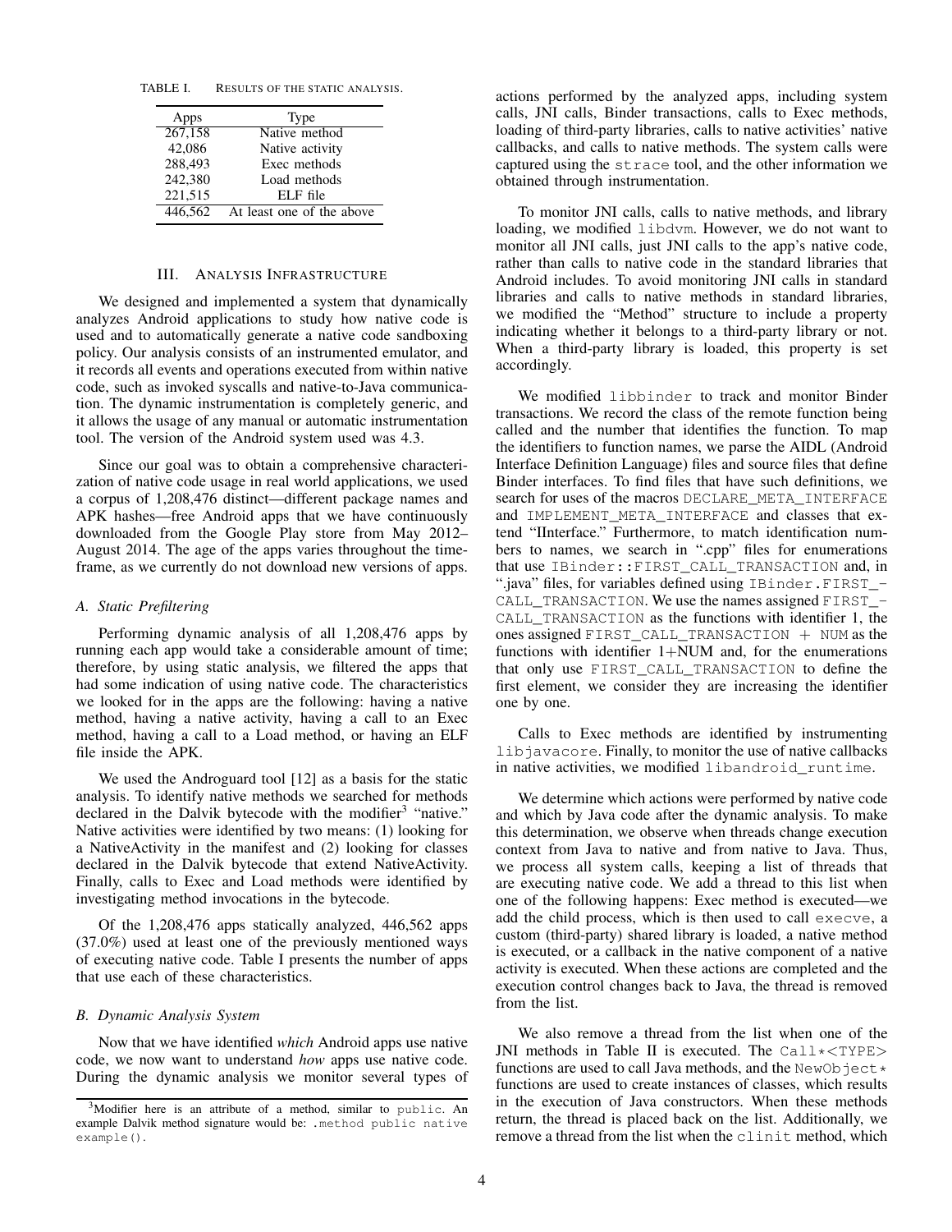TABLE I. RESULTS OF THE STATIC ANALYSIS.

| Apps | Type |
|---|---|
| 267,158 | Native method |
| 42,086 | Native activity |
| 288,493 | Exec methods |
| 242,380 | Load methods |
| 221,515 | ELF file |
| 446,562 | At least one of the above |

## III. ANALYSIS INFRASTRUCTURE

We designed and implemented a system that dynamically analyzes Android applications to study how native code is used and to automatically generate a native code sandboxing policy. Our analysis consists of an instrumented emulator, and it records all events and operations executed from within native code, such as invoked syscalls and native-to-Java communication. The dynamic instrumentation is completely generic, and it allows the usage of any manual or automatic instrumentation tool. The version of the Android system used was 4.3.

Since our goal was to obtain a comprehensive characterization of native code usage in real world applications, we used a corpus of 1,208,476 distinct—different package names and APK hashes—free Android apps that we have continuously downloaded from the Google Play store from May 2012–August 2014. The age of the apps varies throughout the timeframe, as we currently do not download new versions of apps.

### A. Static Prefiltering

Performing dynamic analysis of all 1,208,476 apps by running each app would take a considerable amount of time; therefore, by using static analysis, we filtered the apps that had some indication of using native code. The characteristics we looked for in the apps are the following: having a native method, having a native activity, having a call to an Exec method, having a call to a Load method, or having an ELF file inside the APK.

We used the Androguard tool [12] as a basis for the static analysis. To identify native methods we searched for methods declared in the Dalvik bytecode with the modifier[3] "native." Native activities were identified by two means: (1) looking for a NativeActivity in the manifest and (2) looking for classes declared in the Dalvik bytecode that extend NativeActivity. Finally, calls to Exec and Load methods were identified by investigating method invocations in the bytecode.

Of the 1,208,476 apps statically analyzed, 446,562 apps (37.0%) used at least one of the previously mentioned ways of executing native code. Table I presents the number of apps that use each of these characteristics.

### B. Dynamic Analysis System

Now that we have identified *which* Android apps use native code, we now want to understand *how* apps use native code. During the dynamic analysis we monitor several types of actions performed by the analyzed apps, including system calls, JNI calls, Binder transactions, calls to Exec methods, loading of third-party libraries, calls to native activities' native callbacks, and calls to native methods. The system calls were captured using the `strace` tool, and the other information we obtained through instrumentation.

To monitor JNI calls, calls to native methods, and library loading, we modified `libdvm`. However, we do not want to monitor all JNI calls, just JNI calls to the app's native code, rather than calls to native code in the standard libraries that Android includes. To avoid monitoring JNI calls in standard libraries and calls to native methods in standard libraries, we modified the "Method" structure to include a property indicating whether it belongs to a third-party library or not. When a third-party library is loaded, this property is set accordingly.

We modified `libbinder` to track and monitor Binder transactions. We record the class of the remote function being called and the number that identifies the function. To map the identifiers to function names, we parse the AIDL (Android Interface Definition Language) files and source files that define Binder interfaces. To find files that have such definitions, we search for uses of the macros `DECLARE_META_INTERFACE` and `IMPLEMENT_META_INTERFACE` and classes that extend "IInterface." Furthermore, to match identification numbers to names, we search in ".cpp" files for enumerations that use `IBinder::FIRST_CALL_TRANSACTION` and, in ".java" files, for variables defined using `IBinder.FIRST_CALL_TRANSACTION`. We use the names assigned `FIRST_CALL_TRANSACTION` as the functions with identifier 1, the ones assigned `FIRST_CALL_TRANSACTION + NUM` as the functions with identifier 1+NUM and, for the enumerations that only use `FIRST_CALL_TRANSACTION` to define the first element, we consider they are increasing the identifier one by one.

Calls to Exec methods are identified by instrumenting `libjavacore`. Finally, to monitor the use of native callbacks in native activities, we modified `libandroid_runtime`.

We determine which actions were performed by native code and which by Java code after the dynamic analysis. To make this determination, we observe when threads change execution context from Java to native and from native to Java. Thus, we process all system calls, keeping a list of threads that are executing native code. We add a thread to this list when one of the following happens: Exec method is executed—we add the child process, which is then used to call `execve`, a custom (third-party) shared library is loaded, a native method is executed, or a callback in the native component of a native activity is executed. When these actions are completed and the execution control changes back to Java, the thread is removed from the list.

We also remove a thread from the list when one of the JNI methods in Table II is executed. The `Call*<TYPE>` functions are used to call Java methods, and the `NewObject*` functions are used to create instances of classes, which results in the execution of Java constructors. When these methods return, the thread is placed back on the list. Additionally, we remove a thread from the list when the `clinit` method, which

[3] Modifier here is an attribute of a method, similar to `public`. An example Dalvik method signature would be: `.method public native example()`.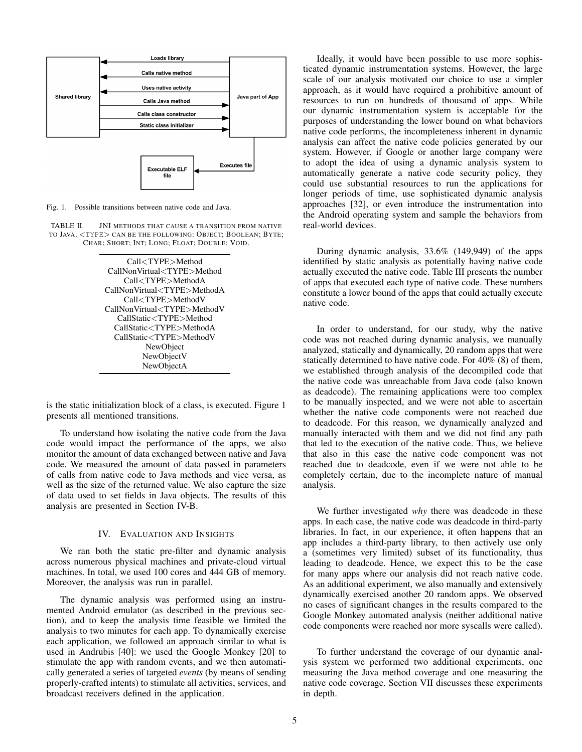Fig. 1. Possible transitions between native code and Java.

TABLE II. JNI METHODS THAT CAUSE A TRANSITION FROM NATIVE TO JAVA. <TYPE> CAN BE THE FOLLOWING: OBJECT; BOOLEAN; BYTE; CHAR; SHORT; INT; LONG; FLOAT; DOUBLE; VOID.

| |
|---|
| Call<TYPE>Method |
| CallNonVirtual<TYPE>Method |
| Call<TYPE>MethodA |
| CallNonVirtual<TYPE>MethodA |
| Call<TYPE>MethodV |
| CallNonVirtual<TYPE>MethodV |
| CallStatic<TYPE>Method |
| CallStatic<TYPE>MethodA |
| CallStatic<TYPE>MethodV |
| NewObject |
| NewObjectV |
| NewObjectA |

is the static initialization block of a class, is executed. Figure 1 presents all mentioned transitions.

To understand how isolating the native code from the Java code would impact the performance of the apps, we also monitor the amount of data exchanged between native and Java code. We measured the amount of data passed in parameters of calls from native code to Java methods and vice versa, as well as the size of the returned value. We also capture the size of data used to set fields in Java objects. The results of this analysis are presented in Section IV-B.

## IV. EVALUATION AND INSIGHTS

We ran both the static pre-filter and dynamic analysis across numerous physical machines and private-cloud virtual machines. In total, we used 100 cores and 444 GB of memory. Moreover, the analysis was run in parallel.

The dynamic analysis was performed using an instrumented Android emulator (as described in the previous section), and to keep the analysis time feasible we limited the analysis to two minutes for each app. To dynamically exercise each application, we followed an approach similar to what is used in Andrubis [40]: we used the Google Monkey [20] to stimulate the app with random events, and we then automatically generated a series of targeted *events* (by means of sending properly-crafted intents) to stimulate all activities, services, and broadcast receivers defined in the application.

Ideally, it would have been possible to use more sophisticated dynamic instrumentation systems. However, the large scale of our analysis motivated our choice to use a simpler approach, as it would have required a prohibitive amount of resources to run on hundreds of thousand of apps. While our dynamic instrumentation system is acceptable for the purposes of understanding the lower bound on what behaviors native code performs, the incompleteness inherent in dynamic analysis can affect the native code policies generated by our system. However, if Google or another large company were to adopt the idea of using a dynamic analysis system to automatically generate a native code security policy, they could use substantial resources to run the applications for longer periods of time, use sophisticated dynamic analysis approaches [32], or even introduce the instrumentation into the Android operating system and sample the behaviors from real-world devices.

During dynamic analysis, 33.6% (149,949) of the apps identified by static analysis as potentially having native code actually executed the native code. Table III presents the number of apps that executed each type of native code. These numbers constitute a lower bound of the apps that could actually execute native code.

In order to understand, for our study, why the native code was not reached during dynamic analysis, we manually analyzed, statically and dynamically, 20 random apps that were statically determined to have native code. For 40% (8) of them, we established through analysis of the decompiled code that the native code was unreachable from Java code (also known as deadcode). The remaining applications were too complex to be manually inspected, and we were not able to ascertain whether the native code components were not reached due to deadcode. For this reason, we dynamically analyzed and manually interacted with them and we did not find any path that led to the execution of the native code. Thus, we believe that also in this case the native code component was not reached due to deadcode, even if we were not able to be completely certain, due to the incomplete nature of manual analysis.

We further investigated *why* there was deadcode in these apps. In each case, the native code was deadcode in third-party libraries. In fact, in our experience, it often happens that an app includes a third-party library, to then actively use only a (sometimes very limited) subset of its functionality, thus leading to deadcode. Hence, we expect this to be the case for many apps where our analysis did not reach native code. As an additional experiment, we also manually and extensively dynamically exercised another 20 random apps. We observed no cases of significant changes in the results compared to the Google Monkey automated analysis (neither additional native code components were reached nor more syscalls were called).

To further understand the coverage of our dynamic analysis system we performed two additional experiments, one measuring the Java method coverage and one measuring the native code coverage. Section VII discusses these experiments in depth.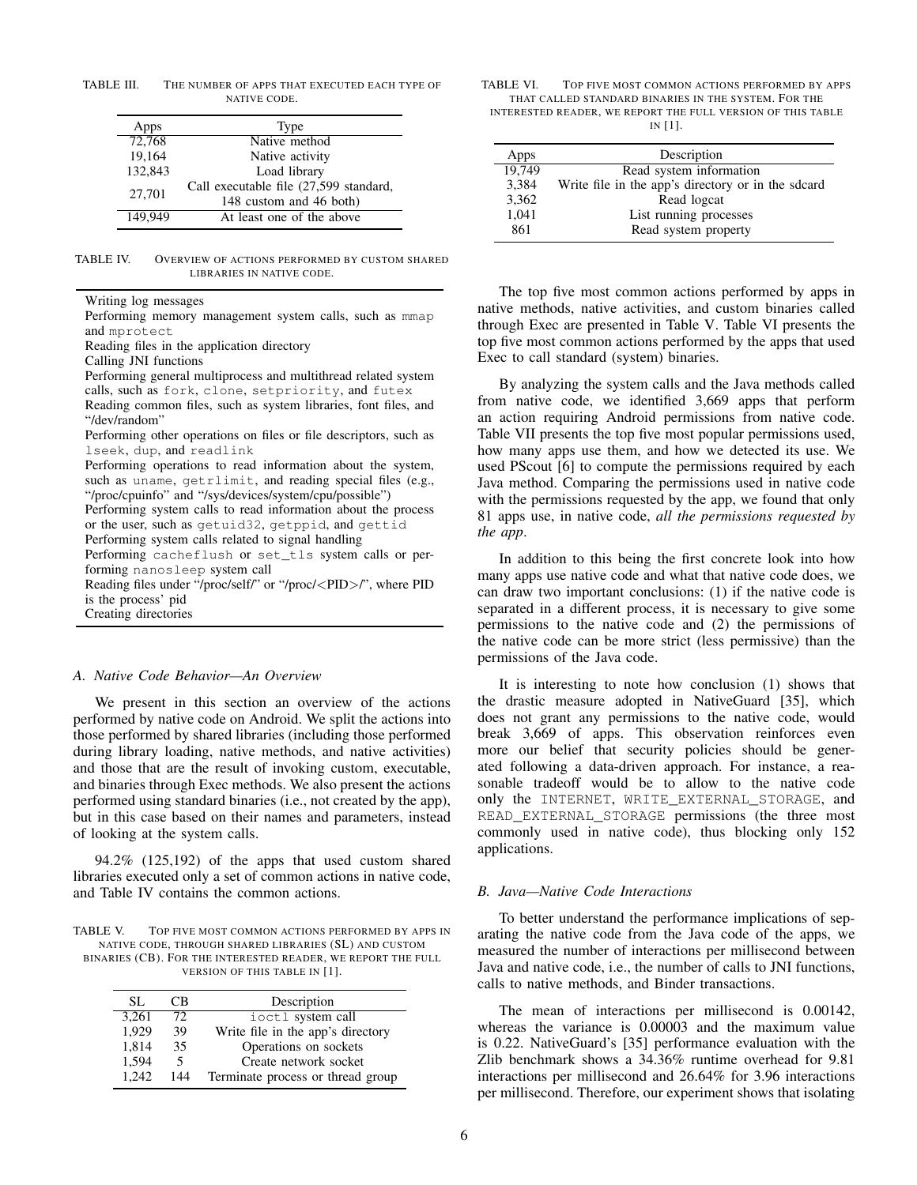TABLE III. The number of apps that executed each type of native code.

| Apps | Type |
|---|---|
| 72,768 | Native method |
| 19,164 | Native activity |
| 132,843 | Load library |
| 27,701 | Call executable file (27,599 standard, 148 custom and 46 both) |
| 149,949 | At least one of the above |

TABLE IV. Overview of actions performed by custom shared libraries in native code.

| |
|---|
| Writing log messages |
| Performing memory management system calls, such as `mmap` and `mprotect` |
| Reading files in the application directory |
| Calling JNI functions |
| Performing general multiprocess and multithread related system calls, such as `fork`, `clone`, `setpriority`, and `futex` |
| Reading common files, such as system libraries, font files, and "/dev/random" |
| Performing other operations on files or file descriptors, such as `lseek`, `dup`, and `readlink` |
| Performing operations to read information about the system, such as `uname`, `getrlimit`, and reading special files (e.g., "/proc/cpuinfo" and "/sys/devices/system/cpu/possible") |
| Performing system calls to read information about the process or the user, such as `getuid32`, `getppid`, and `gettid` |
| Performing system calls related to signal handling |
| Performing `cacheflush` or `set_tls` system calls or performing `nanosleep` system call |
| Reading files under "/proc/self/" or "/proc/<PID>/", where PID is the process' pid |
| Creating directories |

### A. Native Code Behavior—An Overview

We present in this section an overview of the actions performed by native code on Android. We split the actions into those performed by shared libraries (including those performed during library loading, native methods, and native activities) and those that are the result of invoking custom, executable, and binaries through Exec methods. We also present the actions performed using standard binaries (i.e., not created by the app), but in this case based on their names and parameters, instead of looking at the system calls.

94.2% (125,192) of the apps that used custom shared libraries executed only a set of common actions in native code, and Table IV contains the common actions.

TABLE V. Top five most common actions performed by apps in native code, through shared libraries (SL) and custom binaries (CB). For the interested reader, we report the full version of this table in [1].

| SL | CB | Description |
|---|---|---|
| 3,261 | 72 | `ioctl` system call |
| 1,929 | 39 | Write file in the app's directory |
| 1,814 | 35 | Operations on sockets |
| 1,594 | 5 | Create network socket |
| 1,242 | 144 | Terminate process or thread group |

TABLE VI. Top five most common actions performed by apps that called standard binaries in the system. For the interested reader, we report the full version of this table in [1].

| Apps | Description |
|---|---|
| 19,749 | Read system information |
| 3,384 | Write file in the app's directory or in the sdcard |
| 3,362 | Read logcat |
| 1,041 | List running processes |
| 861 | Read system property |

The top five most common actions performed by apps in native methods, native activities, and custom binaries called through Exec are presented in Table V. Table VI presents the top five most common actions performed by the apps that used Exec to call standard (system) binaries.

By analyzing the system calls and the Java methods called from native code, we identified 3,669 apps that perform an action requiring Android permissions from native code. Table VII presents the top five most popular permissions used, how many apps use them, and how we detected its use. We used PScout [6] to compute the permissions required by each Java method. Comparing the permissions used in native code with the permissions requested by the app, we found that only 81 apps use, in native code, *all the permissions requested by the app*.

In addition to this being the first concrete look into how many apps use native code and what that native code does, we can draw two important conclusions: (1) if the native code is separated in a different process, it is necessary to give some permissions to the native code and (2) the permissions of the native code can be more strict (less permissive) than the permissions of the Java code.

It is interesting to note how conclusion (1) shows that the drastic measure adopted in NativeGuard [35], which does not grant any permissions to the native code, would break 3,669 of apps. This observation reinforces even more our belief that security policies should be generated following a data-driven approach. For instance, a reasonable tradeoff would be to allow to the native code only the `INTERNET`, `WRITE_EXTERNAL_STORAGE`, and `READ_EXTERNAL_STORAGE` permissions (the three most commonly used in native code), thus blocking only 152 applications.

### B. Java—Native Code Interactions

To better understand the performance implications of separating the native code from the Java code of the apps, we measured the number of interactions per millisecond between Java and native code, i.e., the number of calls to JNI functions, calls to native methods, and Binder transactions.

The mean of interactions per millisecond is 0.00142, whereas the variance is 0.00003 and the maximum value is 0.22. NativeGuard's [35] performance evaluation with the Zlib benchmark shows a 34.36% runtime overhead for 9.81 interactions per millisecond and 26.64% for 3.96 interactions per millisecond. Therefore, our experiment shows that isolating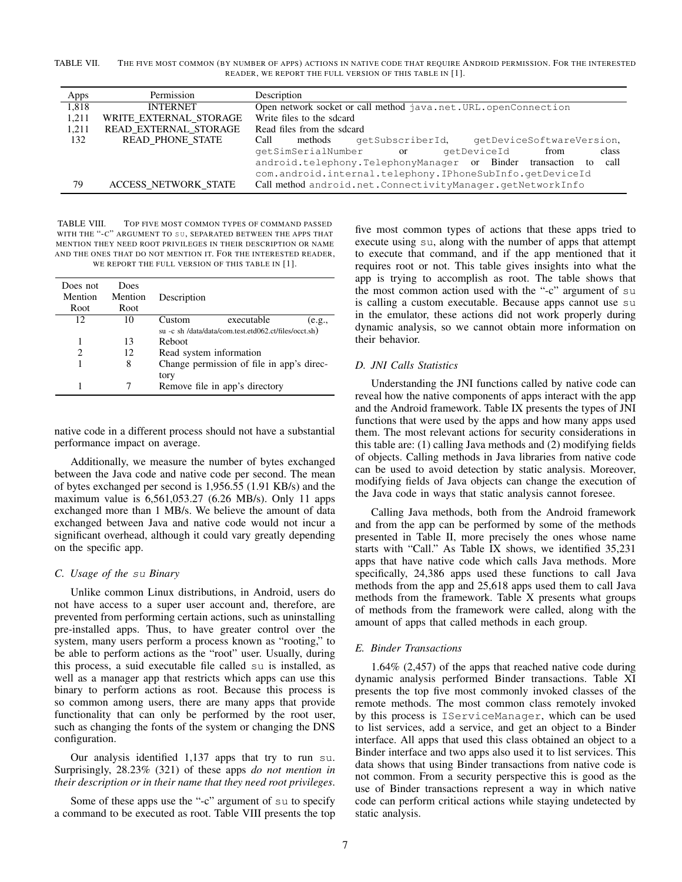TABLE VII. THE FIVE MOST COMMON (BY NUMBER OF APPS) ACTIONS IN NATIVE CODE THAT REQUIRE ANDROID PERMISSION. FOR THE INTERESTED READER, WE REPORT THE FULL VERSION OF THIS TABLE IN [1].

| Apps | Permission | Description |
|---|---|---|
| 1,818 | INTERNET | Open network socket or call method `java.net.URL.openConnection` |
| 1,211 | WRITE_EXTERNAL_STORAGE | Write files to the sdcard |
| 1,211 | READ_EXTERNAL_STORAGE | Read files from the sdcard |
| 132 | READ_PHONE_STATE | Call methods `getSubscriberId`, `getDeviceSoftwareVersion`, `getSimSerialNumber` or `getDeviceId` from class `android.telephony.TelephonyManager` or Binder transaction to call `com.android.internal.telephony.IPhoneSubInfo.getDeviceId` |
| 79 | ACCESS_NETWORK_STATE | Call method `android.net.ConnectivityManager.getNetworkInfo` |

TABLE VIII. TOP FIVE MOST COMMON TYPES OF COMMAND PASSED WITH THE "-C" ARGUMENT TO `SU`, SEPARATED BETWEEN THE APPS THAT MENTION THEY NEED ROOT PRIVILEGES IN THEIR DESCRIPTION OR NAME AND THE ONES THAT DO NOT MENTION IT. FOR THE INTERESTED READER, WE REPORT THE FULL VERSION OF THIS TABLE IN [1].

| Does not Mention Root | Does Mention Root | Description |
|---|---|---|
| 12 | 10 | Custom executable (e.g., su -c sh /data/data/com.test.etd062.ct/files/occt.sh) |
| 1 | 13 | Reboot |
| 2 | 12 | Read system information |
| 1 | 8 | Change permission of file in app's directory |
| 1 | 7 | Remove file in app's directory |

native code in a different process should not have a substantial performance impact on average.

Additionally, we measure the number of bytes exchanged between the Java code and native code per second. The mean of bytes exchanged per second is 1,956.55 (1.91 KB/s) and the maximum value is 6,561,053.27 (6.26 MB/s). Only 11 apps exchanged more than 1 MB/s. We believe the amount of data exchanged between Java and native code would not incur a significant overhead, although it could vary greatly depending on the specific app.

### C. Usage of the `su` Binary

Unlike common Linux distributions, in Android, users do not have access to a super user account and, therefore, are prevented from performing certain actions, such as uninstalling pre-installed apps. Thus, to have greater control over the system, many users perform a process known as "rooting," to be able to perform actions as the "root" user. Usually, during this process, a suid executable file called `su` is installed, as well as a manager app that restricts which apps can use this binary to perform actions as root. Because this process is so common among users, there are many apps that provide functionality that can only be performed by the root user, such as changing the fonts of the system or changing the DNS configuration.

Our analysis identified 1,137 apps that try to run `su`. Surprisingly, 28.23% (321) of these apps *do not mention in their description or in their name that they need root privileges*.

Some of these apps use the "-c" argument of `su` to specify a command to be executed as root. Table VIII presents the top five most common types of actions that these apps tried to execute using `su`, along with the number of apps that attempt to execute that command, and if the app mentioned that it requires root or not. This table gives insights into what the app is trying to accomplish as root. The table shows that the most common action used with the "-c" argument of `su` is calling a custom executable. Because apps cannot use `su` in the emulator, these actions did not work properly during dynamic analysis, so we cannot obtain more information on their behavior.

### D. JNI Calls Statistics

Understanding the JNI functions called by native code can reveal how the native components of apps interact with the app and the Android framework. Table IX presents the types of JNI functions that were used by the apps and how many apps used them. The most relevant actions for security considerations in this table are: (1) calling Java methods and (2) modifying fields of objects. Calling methods in Java libraries from native code can be used to avoid detection by static analysis. Moreover, modifying fields of Java objects can change the execution of the Java code in ways that static analysis cannot foresee.

Calling Java methods, both from the Android framework and from the app can be performed by some of the methods presented in Table II, more precisely the ones whose name starts with "Call." As Table IX shows, we identified 35,231 apps that have native code which calls Java methods. More specifically, 24,386 apps used these functions to call Java methods from the app and 25,618 apps used them to call Java methods from the framework. Table X presents what groups of methods from the framework were called, along with the amount of apps that called methods in each group.

### E. Binder Transactions

1.64% (2,457) of the apps that reached native code during dynamic analysis performed Binder transactions. Table XI presents the top five most commonly invoked classes of the remote methods. The most common class remotely invoked by this process is `IServiceManager`, which can be used to list services, add a service, and get an object to a Binder interface. All apps that used this class obtained an object to a Binder interface and two apps also used it to list services. This data shows that using Binder transactions from native code is not common. From a security perspective this is good as the use of Binder transactions represent a way in which native code can perform critical actions while staying undetected by static analysis.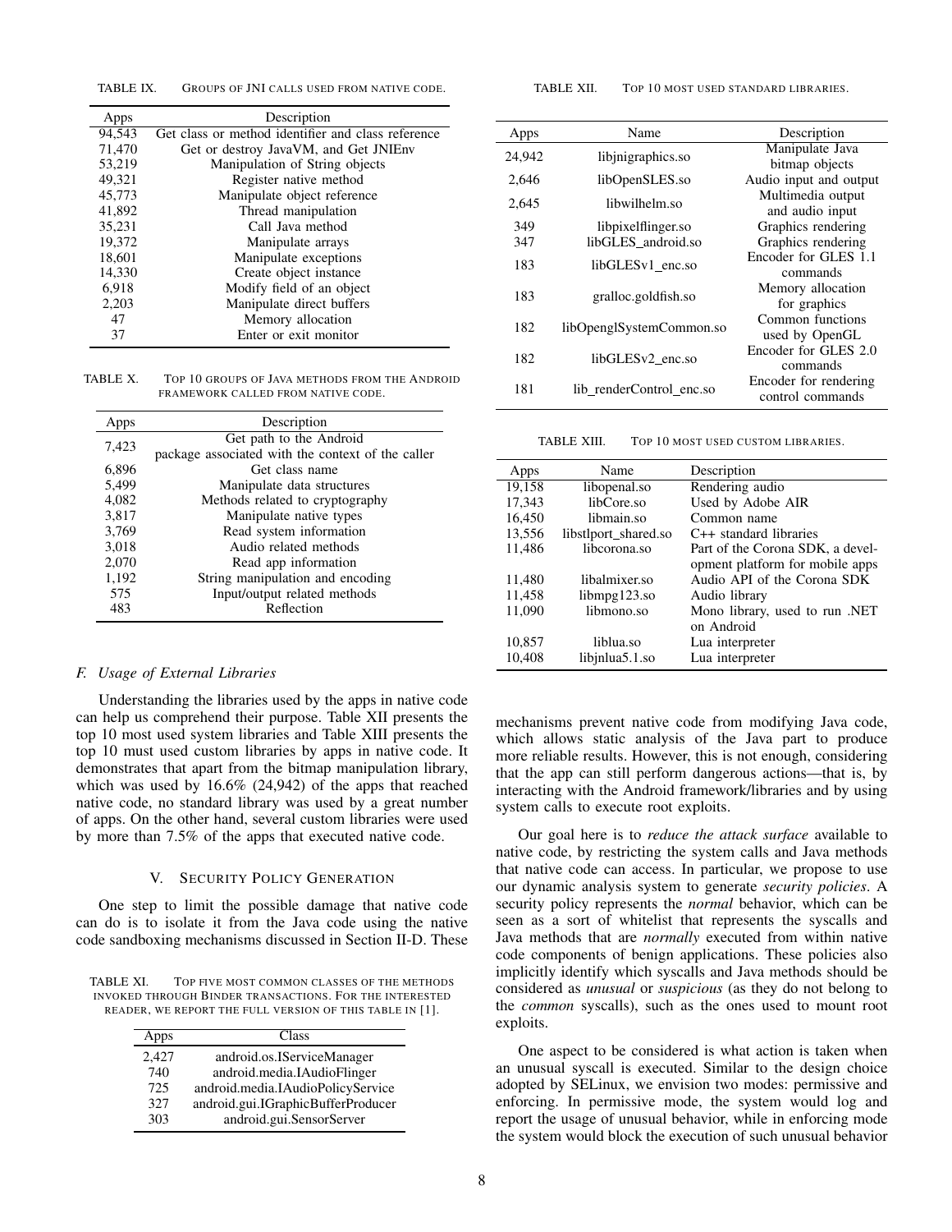TABLE IX. GROUPS OF JNI CALLS USED FROM NATIVE CODE.

| Apps | Description |
|---|---|
| 94,543 | Get class or method identifier and class reference |
| 71,470 | Get or destroy JavaVM, and Get JNIEnv |
| 53,219 | Manipulation of String objects |
| 49,321 | Register native method |
| 45,773 | Manipulate object reference |
| 41,892 | Thread manipulation |
| 35,231 | Call Java method |
| 19,372 | Manipulate arrays |
| 18,601 | Manipulate exceptions |
| 14,330 | Create object instance |
| 6,918 | Modify field of an object |
| 2,203 | Manipulate direct buffers |
| 47 | Memory allocation |
| 37 | Enter or exit monitor |

TABLE X. TOP 10 GROUPS OF JAVA METHODS FROM THE ANDROID FRAMEWORK CALLED FROM NATIVE CODE.

| Apps | Description |
|---|---|
| 7,423 | Get path to the Android package associated with the context of the caller |
| 6,896 | Get class name |
| 5,499 | Manipulate data structures |
| 4,082 | Methods related to cryptography |
| 3,817 | Manipulate native types |
| 3,769 | Read system information |
| 3,018 | Audio related methods |
| 2,070 | Read app information |
| 1,192 | String manipulation and encoding |
| 575 | Input/output related methods |
| 483 | Reflection |

### F. Usage of External Libraries

Understanding the libraries used by the apps in native code can help us comprehend their purpose. Table XII presents the top 10 most used system libraries and Table XIII presents the top 10 must used custom libraries by apps in native code. It demonstrates that apart from the bitmap manipulation library, which was used by 16.6% (24,942) of the apps that reached native code, no standard library was used by a great number of apps. On the other hand, several custom libraries were used by more than 7.5% of the apps that executed native code.

## V. SECURITY POLICY GENERATION

One step to limit the possible damage that native code can do is to isolate it from the Java code using the native code sandboxing mechanisms discussed in Section II-D. These mechanisms prevent native code from modifying Java code, which allows static analysis of the Java part to produce more reliable results. However, this is not enough, considering that the app can still perform dangerous actions—that is, by interacting with the Android framework/libraries and by using system calls to execute root exploits.

TABLE XI. TOP FIVE MOST COMMON CLASSES OF THE METHODS INVOKED THROUGH BINDER TRANSACTIONS. FOR THE INTERESTED READER, WE REPORT THE FULL VERSION OF THIS TABLE IN [1].

| Apps | Class |
|---|---|
| 2,427 | android.os.IServiceManager |
| 740 | android.media.IAudioFlinger |
| 725 | android.media.IAudioPolicyService |
| 327 | android.gui.IGraphicBufferProducer |
| 303 | android.gui.SensorServer |

TABLE XII. TOP 10 MOST USED STANDARD LIBRARIES.

| Apps | Name | Description |
|---|---|---|
| 24,942 | libjnigraphics.so | Manipulate Java bitmap objects |
| 2,646 | libOpenSLES.so | Audio input and output |
| 2,645 | libwilhelm.so | Multimedia output and audio input |
| 349 | libpixelflinger.so | Graphics rendering |
| 347 | libGLES_android.so | Graphics rendering |
| 183 | libGLESv1_enc.so | Encoder for GLES 1.1 commands |
| 183 | gralloc.goldfish.so | Memory allocation for graphics |
| 182 | libOpenglSystemCommon.so | Common functions used by OpenGL |
| 182 | libGLESv2_enc.so | Encoder for GLES 2.0 commands |
| 181 | lib_renderControl_enc.so | Encoder for rendering control commands |

TABLE XIII. TOP 10 MOST USED CUSTOM LIBRARIES.

| Apps | Name | Description |
|---|---|---|
| 19,158 | libopenal.so | Rendering audio |
| 17,343 | libCore.so | Used by Adobe AIR |
| 16,450 | libmain.so | Common name |
| 13,556 | libstlport_shared.so | C++ standard libraries |
| 11,486 | libcorona.so | Part of the Corona SDK, a development platform for mobile apps |
| 11,480 | libalmixer.so | Audio API of the Corona SDK |
| 11,458 | libmpg123.so | Audio library |
| 11,090 | libmono.so | Mono library, used to run .NET on Android |
| 10,857 | liblua.so | Lua interpreter |
| 10,408 | libjnlua5.1.so | Lua interpreter |

Our goal here is to *reduce the attack surface* available to native code, by restricting the system calls and Java methods that native code can access. In particular, we propose to use our dynamic analysis system to generate *security policies*. A security policy represents the *normal* behavior, which can be seen as a sort of whitelist that represents the syscalls and Java methods that are *normally* executed from within native code components of benign applications. These policies also implicitly identify which syscalls and Java methods should be considered as *unusual* or *suspicious* (as they do not belong to the *common* syscalls), such as the ones used to mount root exploits.

One aspect to be considered is what action is taken when an unusual syscall is executed. Similar to the design choice adopted by SELinux, we envision two modes: permissive and enforcing. In permissive mode, the system would log and report the usage of unusual behavior, while in enforcing mode the system would block the execution of such unusual behavior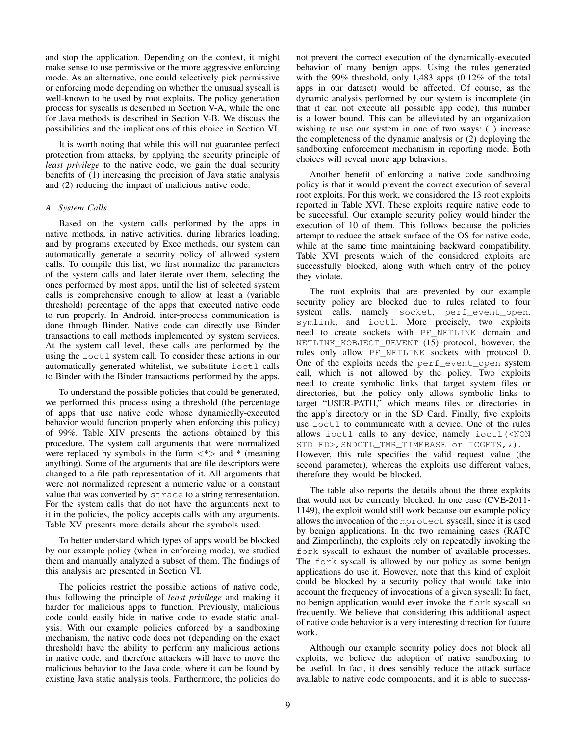and stop the application. Depending on the context, it might make sense to use permissive or the more aggressive enforcing mode. As an alternative, one could selectively pick permissive or enforcing mode depending on whether the unusual syscall is well-known to be used by root exploits. The policy generation process for syscalls is described in Section V-A, while the one for Java methods is described in Section V-B. We discuss the possibilities and the implications of this choice in Section VI.

It is worth noting that while this will not guarantee perfect protection from attacks, by applying the security principle of *least privilege* to the native code, we gain the dual security benefits of (1) increasing the precision of Java static analysis and (2) reducing the impact of malicious native code.

### *A. System Calls*

Based on the system calls performed by the apps in native methods, in native activities, during libraries loading, and by programs executed by Exec methods, our system can automatically generate a security policy of allowed system calls. To compile this list, we first normalize the parameters of the system calls and later iterate over them, selecting the ones performed by most apps, until the list of selected system calls is comprehensive enough to allow at least a (variable threshold) percentage of the apps that executed native code to run properly. In Android, inter-process communication is done through Binder. Native code can directly use Binder transactions to call methods implemented by system services. At the system call level, these calls are performed by the using the `ioctl` system call. To consider these actions in our automatically generated whitelist, we substitute `ioctl` calls to Binder with the Binder transactions performed by the apps.

To understand the possible policies that could be generated, we performed this process using a threshold (the percentage of apps that use native code whose dynamically-executed behavior would function properly when enforcing this policy) of 99%. Table XIV presents the actions obtained by this procedure. The system call arguments that were normalized were replaced by symbols in the form <*> and * (meaning anything). Some of the arguments that are file descriptors were changed to a file path representation of it. All arguments that were not normalized represent a numeric value or a constant value that was converted by `strace` to a string representation. For the system calls that do not have the arguments next to it in the policies, the policy accepts calls with any arguments. Table XV presents more details about the symbols used.

To better understand which types of apps would be blocked by our example policy (when in enforcing mode), we studied them and manually analyzed a subset of them. The findings of this analysis are presented in Section VI.

The policies restrict the possible actions of native code, thus following the principle of *least privilege* and making it harder for malicious apps to function. Previously, malicious code could easily hide in native code to evade static analysis. With our example policies enforced by a sandboxing mechanism, the native code does not (depending on the exact threshold) have the ability to perform any malicious actions in native code, and therefore attackers will have to move the malicious behavior to the Java code, where it can be found by existing Java static analysis tools. Furthermore, the policies do not prevent the correct execution of the dynamically-executed behavior of many benign apps. Using the rules generated with the 99% threshold, only 1,483 apps (0.12% of the total apps in our dataset) would be affected. Of course, as the dynamic analysis performed by our system is incomplete (in that it can not execute all possible app code), this number is a lower bound. This can be alleviated by an organization wishing to use our system in one of two ways: (1) increase the completeness of the dynamic analysis or (2) deploying the sandboxing enforcement mechanism in reporting mode. Both choices will reveal more app behaviors.

Another benefit of enforcing a native code sandboxing policy is that it would prevent the correct execution of several root exploits. For this work, we considered the 13 root exploits reported in Table XVI. These exploits require native code to be successful. Our example security policy would hinder the execution of 10 of them. This follows because the policies attempt to reduce the attack surface of the OS for native code, while at the same time maintaining backward compatibility. Table XVI presents which of the considered exploits are successfully blocked, along with which entry of the policy they violate.

The root exploits that are prevented by our example security policy are blocked due to rules related to four system calls, namely `socket`, `perf_event_open`, `symlink`, and `ioctl`. More precisely, two exploits need to create sockets with `PF_NETLINK` domain and `NETLINK_KOBJECT_UEVENT` (15) protocol, however, the rules only allow `PF_NETLINK` sockets with protocol 0. One of the exploits needs the `perf_event_open` system call, which is not allowed by the policy. Two exploits need to create symbolic links that target system files or directories, but the policy only allows symbolic links to target "USER-PATH," which means files or directories in the app's directory or in the SD Card. Finally, five exploits use `ioctl` to communicate with a device. One of the rules allows `ioctl` calls to any device, namely `ioctl(<NON STD FD>,SNDCTL_TMR_TIMEBASE or TCGETS,*)`. However, this rule specifies the valid request value (the second parameter), whereas the exploits use different values, therefore they would be blocked.

The table also reports the details about the three exploits that would not be currently blocked. In one case (CVE-2011-1149), the exploit would still work because our example policy allows the invocation of the `mprotect` syscall, since it is used by benign applications. In the two remaining cases (RATC and Zimperlinch), the exploits rely on repeatedly invoking the `fork` syscall to exhaust the number of available processes. The `fork` syscall is allowed by our policy as some benign applications do use it. However, note that this kind of exploit could be blocked by a security policy that would take into account the frequency of invocations of a given syscall: In fact, no benign application would ever invoke the `fork` syscall so frequently. We believe that considering this additional aspect of native code behavior is a very interesting direction for future work.

Although our example security policy does not block all exploits, we believe the adoption of native sandboxing to be useful. In fact, it does sensibly reduce the attack surface available to native code components, and it is able to success-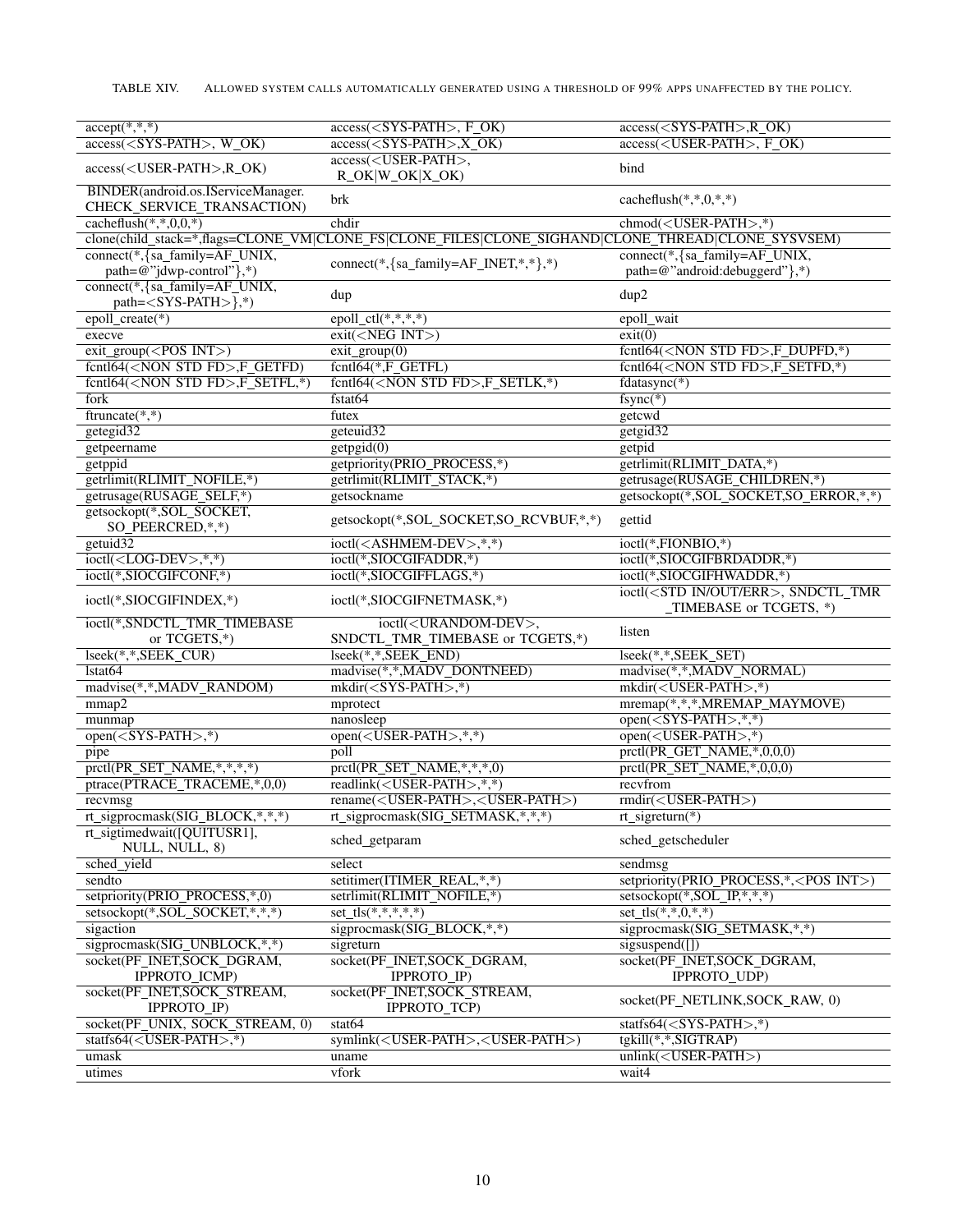TABLE XIV. Allowed system calls automatically generated using a threshold of 99% apps unaffected by the policy.

| | | |
|---|---|---|
| accept(*,*,*) | access(<SYS-PATH>, F_OK) | access(<SYS-PATH>,R_OK) |
| access(<SYS-PATH>, W_OK) | access(<SYS-PATH>,X_OK) | access(<USER-PATH>, F_OK) |
| access(<USER-PATH>,R_OK) | access(<USER-PATH>, R_OK\|W_OK\|X_OK) | bind |
| BINDER(android.os.IServiceManager. CHECK_SERVICE_TRANSACTION) | brk | cacheflush(*,*,0,*,*) |
| cacheflush(*,*,0,0,*) | chdir | chmod(<USER-PATH>,*) |
| clone(child_stack=*,flags=CLONE_VM\|CLONE_FS\|CLONE_FILES\|CLONE_SIGHAND\|CLONE_THREAD\|CLONE_SYSVSEM) | | |
| connect(*,{sa_family=AF_UNIX, path=@"jdwp-control"},*) | connect(*,{sa_family=AF_INET,*,*},*) | connect(*,{sa_family=AF_UNIX, path=@"android:debuggerd"},*) |
| connect(*,{sa_family=AF_UNIX, path=<SYS-PATH>},*) | dup | dup2 |
| epoll_create(*) | epoll_ctl(*,*,*,*) | epoll_wait |
| execve | exit(<NEG INT>) | exit(0) |
| exit_group(<POS INT>) | exit_group(0) | fcntl64(<NON STD FD>,F_DUPFD,*) |
| fcntl64(<NON STD FD>,F_GETFD) | fcntl64(*,F_GETFL) | fcntl64(<NON STD FD>,F_SETFD,*) |
| fcntl64(<NON STD FD>,F_SETFL,*) | fcntl64(<NON STD FD>,F_SETLK,*) | fdatasync(*) |
| fork | fstat64 | fsync(*) |
| ftruncate(*,*) | futex | getcwd |
| getegid32 | geteuid32 | getgid32 |
| getpeername | getpgid(0) | getpid |
| getppid | getpriority(PRIO_PROCESS,*) | getrlimit(RLIMIT_DATA,*) |
| getrlimit(RLIMIT_NOFILE,*) | getrlimit(RLIMIT_STACK,*) | getrusage(RUSAGE_CHILDREN,*) |
| getrusage(RUSAGE_SELF,*) | getsockname | getsockopt(*,SOL_SOCKET,SO_ERROR,*,*) |
| getsockopt(*,SOL_SOCKET, SO_PEERCRED,*,*) | getsockopt(*,SOL_SOCKET,SO_RCVBUF,*,*) | gettid |
| getuid32 | ioctl(<ASHMEM-DEV>,*,*) | ioctl(*,FIONBIO,*) |
| ioctl(<LOG-DEV>,*,*) | ioctl(*,SIOCGIFADDR,*) | ioctl(*,SIOCGIFBRDADDR,*) |
| ioctl(*,SIOCGIFCONF,*) | ioctl(*,SIOCGIFFLAGS,*) | ioctl(*,SIOCGIFHWADDR,*) |
| ioctl(*,SIOCGIFINDEX,*) | ioctl(*,SIOCGIFNETMASK,*) | ioctl(<STD IN/OUT/ERR>, SNDCTL_TMR_TIMEBASE or TCGETS, *) |
| ioctl(*,SNDCTL_TMR_TIMEBASE or TCGETS,*) | ioctl(<URANDOM-DEV>, SNDCTL_TMR_TIMEBASE or TCGETS,*) | listen |
| lseek(*,*,SEEK_CUR) | lseek(*,*,SEEK_END) | lseek(*,*,SEEK_SET) |
| lstat64 | madvise(*,*,MADV_DONTNEED) | madvise(*,*,MADV_NORMAL) |
| madvise(*,*,MADV_RANDOM) | mkdir(<SYS-PATH>,*) | mkdir(<USER-PATH>,*) |
| mmap2 | mprotect | mremap(*,*,*,MREMAP_MAYMOVE) |
| munmap | nanosleep | open(<SYS-PATH>,*,*) |
| open(<SYS-PATH>,*) | open(<USER-PATH>,*,*) | open(<USER-PATH>,*) |
| pipe | poll | prctl(PR_GET_NAME,*,0,0,0) |
| prctl(PR_SET_NAME,*,*,*,*) | prctl(PR_SET_NAME,*,*,*,0) | prctl(PR_SET_NAME,*,0,0,0) |
| ptrace(PTRACE_TRACEME,*,0,0) | readlink(<USER-PATH>,*,*) | recvfrom |
| recvmsg | rename(<USER-PATH>,<USER-PATH>) | rmdir(<USER-PATH>) |
| rt_sigprocmask(SIG_BLOCK,*,*,*) | rt_sigprocmask(SIG_SETMASK,*,*,*) | rt_sigreturn(*) |
| rt_sigtimedwait([QUITUSR1], NULL, NULL, 8) | sched_getparam | sched_getscheduler |
| sched_yield | select | sendmsg |
| sendto | setitimer(ITIMER_REAL,*,*) | setpriority(PRIO_PROCESS,*,<POS INT>) |
| setpriority(PRIO_PROCESS,*,0) | setrlimit(RLIMIT_NOFILE,*) | setsockopt(*,SOL_IP,*,*,*) |
| setsockopt(*,SOL_SOCKET,*,*,*) | set_tls(*,*,*,*,*) | set_tls(*,*,0,*,*) |
| sigaction | sigprocmask(SIG_BLOCK,*,*) | sigprocmask(SIG_SETMASK,*,*) |
| sigprocmask(SIG_UNBLOCK,*,*) | sigreturn | sigsuspend([]) |
| socket(PF_INET,SOCK_DGRAM, IPPROTO_ICMP) | socket(PF_INET,SOCK_DGRAM, IPPROTO_IP) | socket(PF_INET,SOCK_DGRAM, IPPROTO_UDP) |
| socket(PF_INET,SOCK_STREAM, IPPROTO_IP) | socket(PF_INET,SOCK_STREAM, IPPROTO_TCP) | socket(PF_NETLINK,SOCK_RAW, 0) |
| socket(PF_UNIX, SOCK_STREAM, 0) | stat64 | statfs64(<SYS-PATH>,*) |
| statfs64(<USER-PATH>,*) | symlink(<USER-PATH>,<USER-PATH>) | tgkill(*,*,SIGTRAP) |
| umask | uname | unlink(<USER-PATH>) |
| utimes | vfork | wait4 |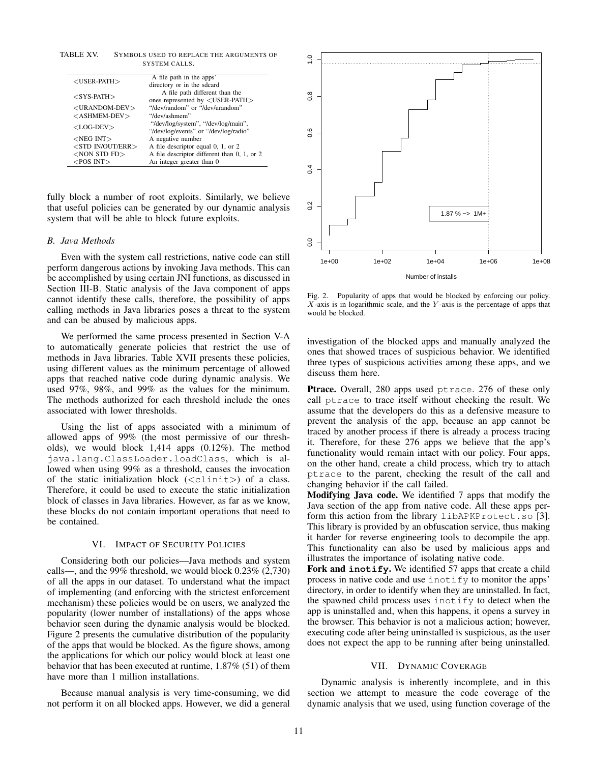TABLE XV. SYMBOLS USED TO REPLACE THE ARGUMENTS OF SYSTEM CALLS.

| | |
|---|---|
| <USER-PATH> | A file path in the apps' directory or in the sdcard |
| <SYS-PATH> | A file path different than the ones represented by <USER-PATH> |
| <URANDOM-DEV> | "/dev/random" or "/dev/urandom" |
| <ASHMEM-DEV> | "/dev/ashmem" |
| <LOG-DEV> | "/dev/log/system", "/dev/log/main", "/dev/log/events" or "/dev/log/radio" |
| <NEG INT> | A negative number |
| <STD IN/OUT/ERR> | A file descriptor equal 0, 1, or 2 |
| <NON STD FD> | A file descriptor different than 0, 1, or 2 |
| <POS INT> | An integer greater than 0 |

fully block a number of root exploits. Similarly, we believe that useful policies can be generated by our dynamic analysis system that will be able to block future exploits.

### B. Java Methods

Even with the system call restrictions, native code can still perform dangerous actions by invoking Java methods. This can be accomplished by using certain JNI functions, as discussed in Section III-B. Static analysis of the Java component of apps cannot identify these calls, therefore, the possibility of apps calling methods in Java libraries poses a threat to the system and can be abused by malicious apps.

We performed the same process presented in Section V-A to automatically generate policies that restrict the use of methods in Java libraries. Table XVII presents these policies, using different values as the minimum percentage of allowed apps that reached native code during dynamic analysis. We used 97%, 98%, and 99% as the values for the minimum. The methods authorized for each threshold include the ones associated with lower thresholds.

Using the list of apps associated with a minimum of allowed apps of 99% (the most permissive of our thresholds), we would block 1,414 apps (0.12%). The method `java.lang.ClassLoader.loadClass`, which is allowed when using 99% as a threshold, causes the invocation of the static initialization block (`<clinit>`) of a class. Therefore, it could be used to execute the static initialization block of classes in Java libraries. However, as far as we know, these blocks do not contain important operations that need to be contained.

## VI. IMPACT OF SECURITY POLICIES

Considering both our policies—Java methods and system calls—, and the 99% threshold, we would block 0.23% (2,730) of all the apps in our dataset. To understand what the impact of implementing (and enforcing with the strictest enforcement mechanism) these policies would be on users, we analyzed the popularity (lower number of installations) of the apps whose behavior seen during the dynamic analysis would be blocked. Figure 2 presents the cumulative distribution of the popularity of the apps that would be blocked. As the figure shows, among the applications for which our policy would block at least one behavior that has been executed at runtime, 1.87% (51) of them have more than 1 million installations.

Because manual analysis is very time-consuming, we did not perform it on all blocked apps. However, we did a general investigation of the blocked apps and manually analyzed the ones that showed traces of suspicious behavior. We identified three types of suspicious activities among these apps, and we discuss them here.

Fig. 2. Popularity of apps that would be blocked by enforcing our policy. $X$-axis is in logarithmic scale, and the $Y$-axis is the percentage of apps that would be blocked.

**Ptrace.** Overall, 280 apps used `ptrace`. 276 of these only call `ptrace` to trace itself without checking the result. We assume that the developers do this as a defensive measure to prevent the analysis of the app, because an app cannot be traced by another process if there is already a process tracing it. Therefore, for these 276 apps we believe that the app's functionality would remain intact with our policy. Four apps, on the other hand, create a child process, which try to attach `ptrace` to the parent, checking the result of the call and changing behavior if the call failed.

**Modifying Java code.** We identified 7 apps that modify the Java section of the app from native code. All these apps perform this action from the library `libAPKProtect.so` [3]. This library is provided by an obfuscation service, thus making it harder for reverse engineering tools to decompile the app. This functionality can also be used by malicious apps and illustrates the importance of isolating native code.

**Fork and `inotify`.** We identified 57 apps that create a child process in native code and use `inotify` to monitor the apps' directory, in order to identify when they are uninstalled. In fact, the spawned child process uses `inotify` to detect when the app is uninstalled and, when this happens, it opens a survey in the browser. This behavior is not a malicious action; however, executing code after being uninstalled is suspicious, as the user does not expect the app to be running after being uninstalled.

## VII. DYNAMIC COVERAGE

Dynamic analysis is inherently incomplete, and in this section we attempt to measure the code coverage of the dynamic analysis that we used, using function coverage of the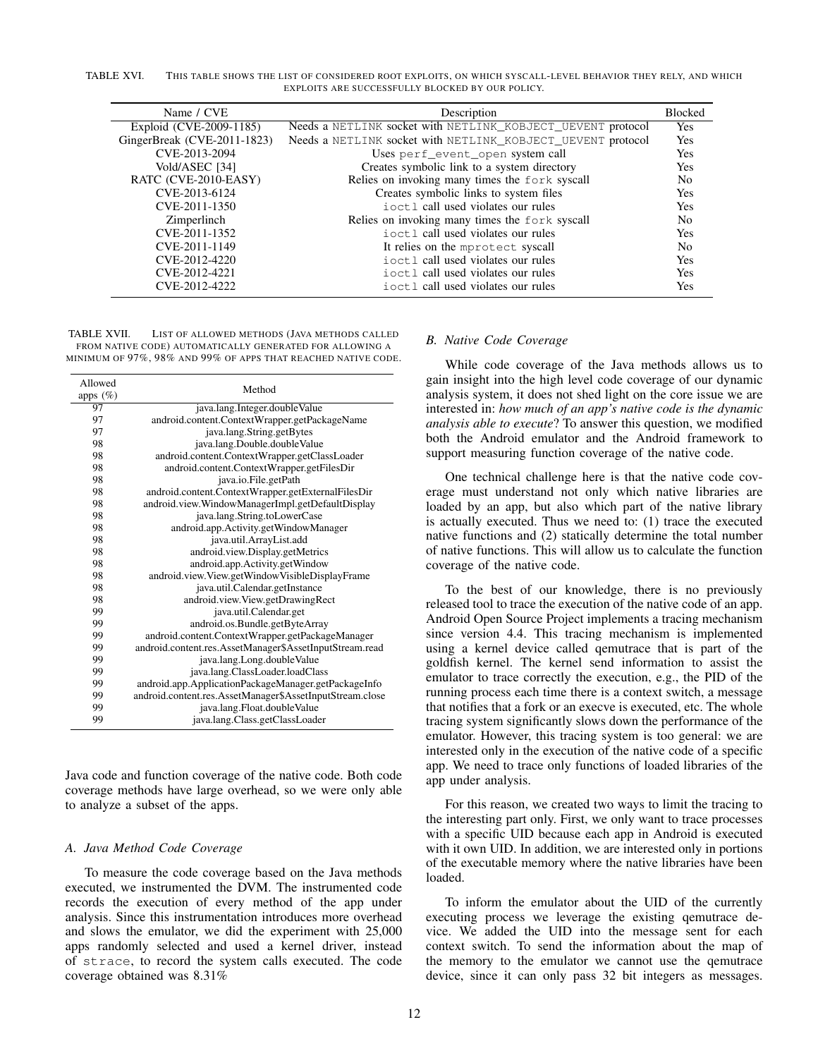TABLE XVI. THIS TABLE SHOWS THE LIST OF CONSIDERED ROOT EXPLOITS, ON WHICH SYSCALL-LEVEL BEHAVIOR THEY RELY, AND WHICH EXPLOITS ARE SUCCESSFULLY BLOCKED BY OUR POLICY.

| Name / CVE | Description | Blocked |
|---|---|---|
| Exploid (CVE-2009-1185) | Needs a NETLINK socket with NETLINK_KOBJECT_UEVENT protocol | Yes |
| GingerBreak (CVE-2011-1823) | Needs a NETLINK socket with NETLINK_KOBJECT_UEVENT protocol | Yes |
| CVE-2013-2094 | Uses perf_event_open system call | Yes |
| Vold/ASEC [34] | Creates symbolic link to a system directory | Yes |
| RATC (CVE-2010-EASY) | Relies on invoking many times the fork syscall | No |
| CVE-2013-6124 | Creates symbolic links to system files | Yes |
| CVE-2011-1350 | ioctl call used violates our rules | Yes |
| Zimperlinch | Relies on invoking many times the fork syscall | No |
| CVE-2011-1352 | ioctl call used violates our rules | Yes |
| CVE-2011-1149 | It relies on the mprotect syscall | No |
| CVE-2012-4220 | ioctl call used violates our rules | Yes |
| CVE-2012-4221 | ioctl call used violates our rules | Yes |
| CVE-2012-4222 | ioctl call used violates our rules | Yes |

TABLE XVII. LIST OF ALLOWED METHODS (JAVA METHODS CALLED FROM NATIVE CODE) AUTOMATICALLY GENERATED FOR ALLOWING A MINIMUM OF 97%, 98% AND 99% OF APPS THAT REACHED NATIVE CODE.

| Allowed apps (%) | Method |
|---|---|
| 97 | java.lang.Integer.doubleValue |
| 97 | android.content.ContextWrapper.getPackageName |
| 97 | java.lang.String.getBytes |
| 98 | java.lang.Double.doubleValue |
| 98 | android.content.ContextWrapper.getClassLoader |
| 98 | android.content.ContextWrapper.getFilesDir |
| 98 | java.io.File.getPath |
| 98 | android.content.ContextWrapper.getExternalFilesDir |
| 98 | android.view.WindowManagerImpl.getDefaultDisplay |
| 98 | java.lang.String.toLowerCase |
| 98 | android.app.Activity.getWindowManager |
| 98 | java.util.ArrayList.add |
| 98 | android.view.Display.getMetrics |
| 98 | android.app.Activity.getWindow |
| 98 | android.view.View.getWindowVisibleDisplayFrame |
| 98 | java.util.Calendar.getInstance |
| 98 | android.view.View.getDrawingRect |
| 99 | java.util.Calendar.get |
| 99 | android.os.Bundle.getByteArray |
| 99 | android.content.ContextWrapper.getPackageManager |
| 99 | android.content.res.AssetManager$AssetInputStream.read |
| 99 | java.lang.Long.doubleValue |
| 99 | java.lang.ClassLoader.loadClass |
| 99 | android.app.ApplicationPackageManager.getPackageInfo |
| 99 | android.content.res.AssetManager$AssetInputStream.close |
| 99 | java.lang.Float.doubleValue |
| 99 | java.lang.Class.getClassLoader |

Java code and function coverage of the native code. Both code coverage methods have large overhead, so we were only able to analyze a subset of the apps.

### A. Java Method Code Coverage

To measure the code coverage based on the Java methods executed, we instrumented the DVM. The instrumented code records the execution of every method of the app under analysis. Since this instrumentation introduces more overhead and slows the emulator, we did the experiment with 25,000 apps randomly selected and used a kernel driver, instead of strace, to record the system calls executed. The code coverage obtained was 8.31%

### B. Native Code Coverage

While code coverage of the Java methods allows us to gain insight into the high level code coverage of our dynamic analysis system, it does not shed light on the core issue we are interested in: *how much of an app's native code is the dynamic analysis able to execute*? To answer this question, we modified both the Android emulator and the Android framework to support measuring function coverage of the native code.

One technical challenge here is that the native code coverage must understand not only which native libraries are loaded by an app, but also which part of the native library is actually executed. Thus we need to: (1) trace the executed native functions and (2) statically determine the total number of native functions. This will allow us to calculate the function coverage of the native code.

To the best of our knowledge, there is no previously released tool to trace the execution of the native code of an app. Android Open Source Project implements a tracing mechanism since version 4.4. This tracing mechanism is implemented using a kernel device called qemutrace that is part of the goldfish kernel. The kernel send information to assist the emulator to trace correctly the execution, e.g., the PID of the running process each time there is a context switch, a message that notifies that a fork or an execve is executed, etc. The whole tracing system significantly slows down the performance of the emulator. However, this tracing system is too general: we are interested only in the execution of the native code of a specific app. We need to trace only functions of loaded libraries of the app under analysis.

For this reason, we created two ways to limit the tracing to the interesting part only. First, we only want to trace processes with a specific UID because each app in Android is executed with it own UID. In addition, we are interested only in portions of the executable memory where the native libraries have been loaded.

To inform the emulator about the UID of the currently executing process we leverage the existing qemutrace device. We added the UID into the message sent for each context switch. To send the information about the map of the memory to the emulator we cannot use the qemutrace device, since it can only pass 32 bit integers as messages.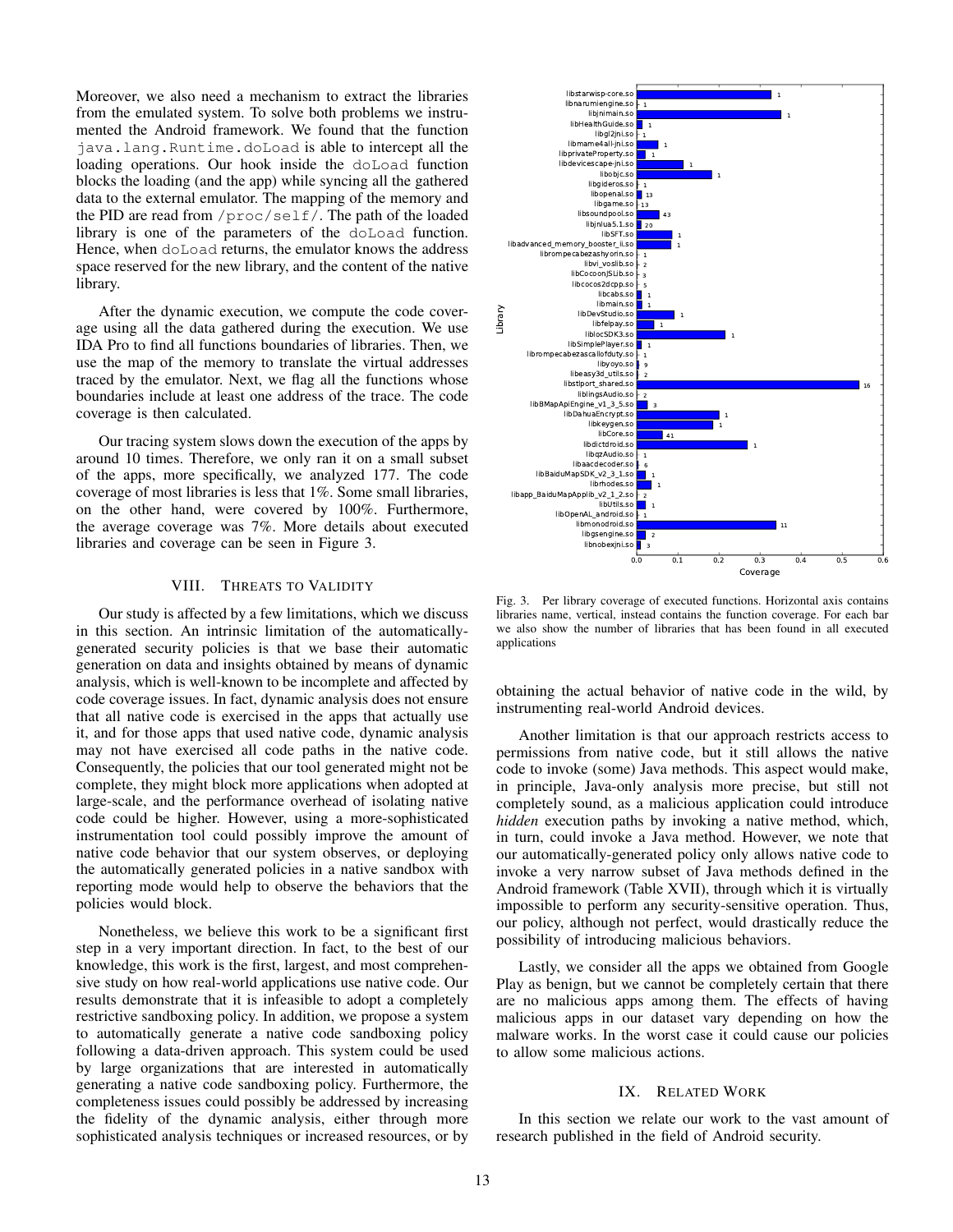Moreover, we also need a mechanism to extract the libraries from the emulated system. To solve both problems we instrumented the Android framework. We found that the function `java.lang.Runtime.doLoad` is able to intercept all the loading operations. Our hook inside the `doLoad` function blocks the loading (and the app) while syncing all the gathered data to the external emulator. The mapping of the memory and the PID are read from `/proc/self/`. The path of the loaded library is one of the parameters of the `doLoad` function. Hence, when `doLoad` returns, the emulator knows the address space reserved for the new library, and the content of the native library.

After the dynamic execution, we compute the code coverage using all the data gathered during the execution. We use IDA Pro to find all functions boundaries of libraries. Then, we use the map of the memory to translate the virtual addresses traced by the emulator. Next, we flag all the functions whose boundaries include at least one address of the trace. The code coverage is then calculated.

Our tracing system slows down the execution of the apps by around 10 times. Therefore, we only ran it on a small subset of the apps, more specifically, we analyzed 177. The code coverage of most libraries is less that 1%. Some small libraries, on the other hand, were covered by 100%. Furthermore, the average coverage was 7%. More details about executed libraries and coverage can be seen in Figure 3.

Fig. 3. Per library coverage of executed functions. Horizontal axis contains libraries name, vertical, instead contains the function coverage. For each bar we also show the number of libraries that has been found in all executed applications

## VIII. Threats to Validity

Our study is affected by a few limitations, which we discuss in this section. An intrinsic limitation of the automatically-generated security policies is that we base their automatic generation on data and insights obtained by means of dynamic analysis, which is well-known to be incomplete and affected by code coverage issues. In fact, dynamic analysis does not ensure that all native code is exercised in the apps that actually use it, and for those apps that used native code, dynamic analysis may not have exercised all code paths in the native code. Consequently, the policies that our tool generated might not be complete, they might block more applications when adopted at large-scale, and the performance overhead of isolating native code could be higher. However, using a more-sophisticated instrumentation tool could possibly improve the amount of native code behavior that our system observes, or deploying the automatically generated policies in a native sandbox with reporting mode would help to observe the behaviors that the policies would block.

Nonetheless, we believe this work to be a significant first step in a very important direction. In fact, to the best of our knowledge, this work is the first, largest, and most comprehensive study on how real-world applications use native code. Our results demonstrate that it is infeasible to adopt a completely restrictive sandboxing policy. In addition, we propose a system to automatically generate a native code sandboxing policy following a data-driven approach. This system could be used by large organizations that are interested in automatically generating a native code sandboxing policy. Furthermore, the completeness issues could possibly be addressed by increasing the fidelity of the dynamic analysis, either through more sophisticated analysis techniques or increased resources, or by obtaining the actual behavior of native code in the wild, by instrumenting real-world Android devices.

Another limitation is that our approach restricts access to permissions from native code, but it still allows the native code to invoke (some) Java methods. This aspect would make, in principle, Java-only analysis more precise, but still not completely sound, as a malicious application could introduce *hidden* execution paths by invoking a native method, which, in turn, could invoke a Java method. However, we note that our automatically-generated policy only allows native code to invoke a very narrow subset of Java methods defined in the Android framework (Table XVII), through which it is virtually impossible to perform any security-sensitive operation. Thus, our policy, although not perfect, would drastically reduce the possibility of introducing malicious behaviors.

Lastly, we consider all the apps we obtained from Google Play as benign, but we cannot be completely certain that there are no malicious apps among them. The effects of having malicious apps in our dataset vary depending on how the malware works. In the worst case it could cause our policies to allow some malicious actions.

## IX. Related Work

In this section we relate our work to the vast amount of research published in the field of Android security.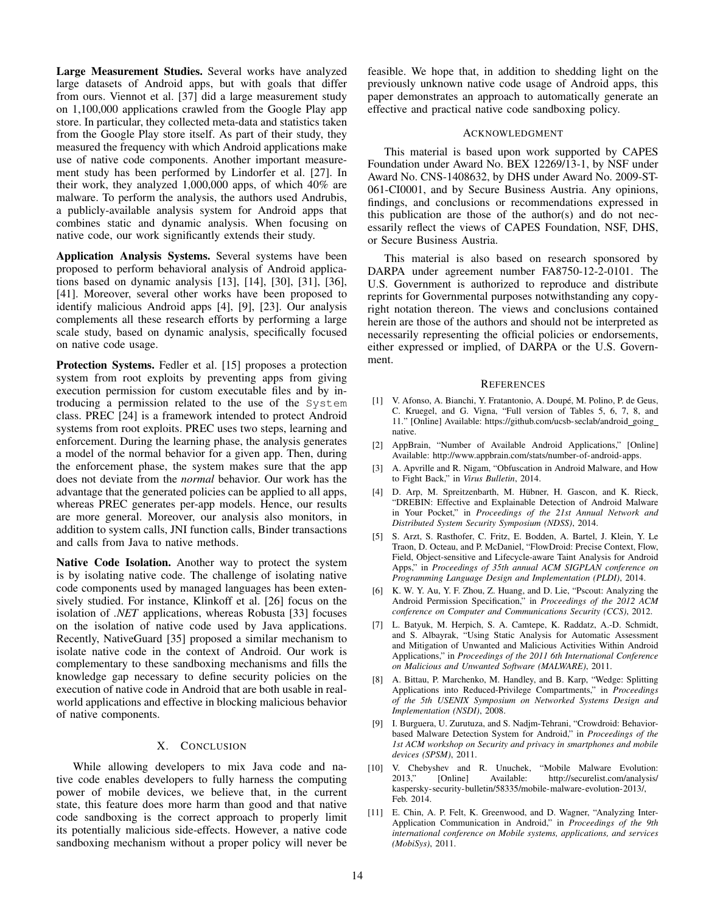**Large Measurement Studies.** Several works have analyzed large datasets of Android apps, but with goals that differ from ours. Viennot et al. [37] did a large measurement study on 1,100,000 applications crawled from the Google Play app store. In particular, they collected meta-data and statistics taken from the Google Play store itself. As part of their study, they measured the frequency with which Android applications make use of native code components. Another important measurement study has been performed by Lindorfer et al. [27]. In their work, they analyzed 1,000,000 apps, of which 40% are malware. To perform the analysis, the authors used Andrubis, a publicly-available analysis system for Android apps that combines static and dynamic analysis. When focusing on native code, our work significantly extends their study.

**Application Analysis Systems.** Several systems have been proposed to perform behavioral analysis of Android applications based on dynamic analysis [13], [14], [30], [31], [36], [41]. Moreover, several other works have been proposed to identify malicious Android apps [4], [9], [23]. Our analysis complements all these research efforts by performing a large scale study, based on dynamic analysis, specifically focused on native code usage.

**Protection Systems.** Fedler et al. [15] proposes a protection system from root exploits by preventing apps from giving execution permission for custom executable files and by introducing a permission related to the use of the `System` class. PREC [24] is a framework intended to protect Android systems from root exploits. PREC uses two steps, learning and enforcement. During the learning phase, the analysis generates a model of the normal behavior for a given app. Then, during the enforcement phase, the system makes sure that the app does not deviate from the *normal* behavior. Our work has the advantage that the generated policies can be applied to all apps, whereas PREC generates per-app models. Hence, our results are more general. Moreover, our analysis also monitors, in addition to system calls, JNI function calls, Binder transactions and calls from Java to native methods.

**Native Code Isolation.** Another way to protect the system is by isolating native code. The challenge of isolating native code components used by managed languages has been extensively studied. For instance, Klinkoff et al. [26] focus on the isolation of *.NET* applications, whereas Robusta [33] focuses on the isolation of native code used by Java applications. Recently, NativeGuard [35] proposed a similar mechanism to isolate native code in the context of Android. Our work is complementary to these sandboxing mechanisms and fills the knowledge gap necessary to define security policies on the execution of native code in Android that are both usable in real-world applications and effective in blocking malicious behavior of native components.

## X. Conclusion

While allowing developers to mix Java code and native code enables developers to fully harness the computing power of mobile devices, we believe that, in the current state, this feature does more harm than good and that native code sandboxing is the correct approach to properly limit its potentially malicious side-effects. However, a native code sandboxing mechanism without a proper policy will never be feasible. We hope that, in addition to shedding light on the previously unknown native code usage of Android apps, this paper demonstrates an approach to automatically generate an effective and practical native code sandboxing policy.

## Acknowledgment

This material is based upon work supported by CAPES Foundation under Award No. BEX 12269/13-1, by NSF under Award No. CNS-1408632, by DHS under Award No. 2009-ST-061-CI0001, and by Secure Business Austria. Any opinions, findings, and conclusions or recommendations expressed in this publication are those of the author(s) and do not necessarily reflect the views of CAPES Foundation, NSF, DHS, or Secure Business Austria.

This material is also based on research sponsored by DARPA under agreement number FA8750-12-2-0101. The U.S. Government is authorized to reproduce and distribute reprints for Governmental purposes notwithstanding any copyright notation thereon. The views and conclusions contained herein are those of the authors and should not be interpreted as necessarily representing the official policies or endorsements, either expressed or implied, of DARPA or the U.S. Government.

## References

[1] V. Afonso, A. Bianchi, Y. Fratantonio, A. Doupé, M. Polino, P. de Geus, C. Kruegel, and G. Vigna, "Full version of Tables 5, 6, 7, 8, and 11." [Online] Available: https://github.com/ucsb-seclab/android_going_native.

[2] AppBrain, "Number of Available Android Applications," [Online] Available: http://www.appbrain.com/stats/number-of-android-apps.

[3] A. Apvrille and R. Nigam, "Obfuscation in Android Malware, and How to Fight Back," in *Virus Bulletin*, 2014.

[4] D. Arp, M. Spreitzenbarth, M. Hübner, H. Gascon, and K. Rieck, "DREBIN: Effective and Explainable Detection of Android Malware in Your Pocket," in *Proceedings of the 21st Annual Network and Distributed System Security Symposium (NDSS)*, 2014.

[5] S. Arzt, S. Rasthofer, C. Fritz, E. Bodden, A. Bartel, J. Klein, Y. Le Traon, D. Octeau, and P. McDaniel, "FlowDroid: Precise Context, Flow, Field, Object-sensitive and Lifecycle-aware Taint Analysis for Android Apps," in *Proceedings of 35th annual ACM SIGPLAN conference on Programming Language Design and Implementation (PLDI)*, 2014.

[6] K. W. Y. Au, Y. F. Zhou, Z. Huang, and D. Lie, "Pscout: Analyzing the Android Permission Specification," in *Proceedings of the 2012 ACM conference on Computer and Communications Security (CCS)*, 2012.

[7] L. Batyuk, M. Herpich, S. A. Camtepe, K. Raddatz, A.-D. Schmidt, and S. Albayrak, "Using Static Analysis for Automatic Assessment and Mitigation of Unwanted and Malicious Activities Within Android Applications," in *Proceedings of the 2011 6th International Conference on Malicious and Unwanted Software (MALWARE)*, 2011.

[8] A. Bittau, P. Marchenko, M. Handley, and B. Karp, "Wedge: Splitting Applications into Reduced-Privilege Compartments," in *Proceedings of the 5th USENIX Symposium on Networked Systems Design and Implementation (NSDI)*, 2008.

[9] I. Burguera, U. Zurutuza, and S. Nadjm-Tehrani, "Crowdroid: Behavior-based Malware Detection System for Android," in *Proceedings of the 1st ACM workshop on Security and privacy in smartphones and mobile devices (SPSM)*, 2011.

[10] V. Chebyshev and R. Unuchek, "Mobile Malware Evolution: 2013," [Online] Available: http://securelist.com/analysis/kaspersky-security-bulletin/58335/mobile-malware-evolution-2013/, Feb. 2014.

[11] E. Chin, A. P. Felt, K. Greenwood, and D. Wagner, "Analyzing Inter-Application Communication in Android," in *Proceedings of the 9th international conference on Mobile systems, applications, and services (MobiSys)*, 2011.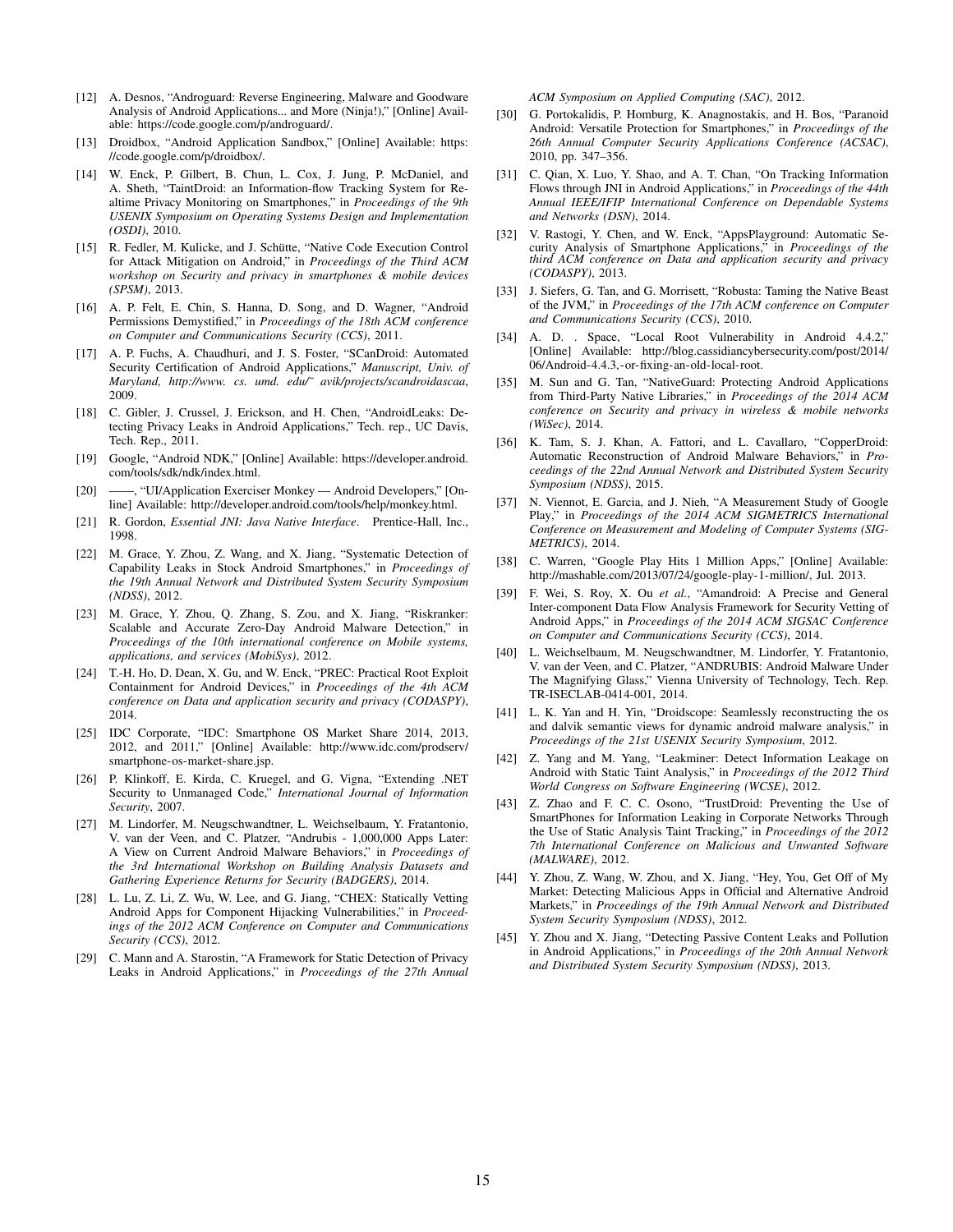[12] A. Desnos, "Androguard: Reverse Engineering, Malware and Goodware Analysis of Android Applications... and More (Ninja!)," [Online] Available: https://code.google.com/p/androguard/.

[13] Droidbox, "Android Application Sandbox," [Online] Available: https://code.google.com/p/droidbox/.

[14] W. Enck, P. Gilbert, B. Chun, L. Cox, J. Jung, P. McDaniel, and A. Sheth, "TaintDroid: an Information-flow Tracking System for Realtime Privacy Monitoring on Smartphones," in *Proceedings of the 9th USENIX Symposium on Operating Systems Design and Implementation (OSDI)*, 2010.

[15] R. Fedler, M. Kulicke, and J. Schütte, "Native Code Execution Control for Attack Mitigation on Android," in *Proceedings of the Third ACM workshop on Security and privacy in smartphones & mobile devices (SPSM)*, 2013.

[16] A. P. Felt, E. Chin, S. Hanna, D. Song, and D. Wagner, "Android Permissions Demystified," in *Proceedings of the 18th ACM conference on Computer and Communications Security (CCS)*, 2011.

[17] A. P. Fuchs, A. Chaudhuri, and J. S. Foster, "SCanDroid: Automated Security Certification of Android Applications," *Manuscript, Univ. of Maryland, http://www. cs. umd. edu/˜ avik/projects/scandroidascaa*, 2009.

[18] C. Gibler, J. Crussel, J. Erickson, and H. Chen, "AndroidLeaks: Detecting Privacy Leaks in Android Applications," Tech. rep., UC Davis, Tech. Rep., 2011.

[19] Google, "Android NDK," [Online] Available: https://developer.android.com/tools/sdk/ndk/index.html.

[20] ——, "UI/Application Exerciser Monkey — Android Developers," [Online] Available: http://developer.android.com/tools/help/monkey.html.

[21] R. Gordon, *Essential JNI: Java Native Interface*. Prentice-Hall, Inc., 1998.

[22] M. Grace, Y. Zhou, Z. Wang, and X. Jiang, "Systematic Detection of Capability Leaks in Stock Android Smartphones," in *Proceedings of the 19th Annual Network and Distributed System Security Symposium (NDSS)*, 2012.

[23] M. Grace, Y. Zhou, Q. Zhang, S. Zou, and X. Jiang, "Riskranker: Scalable and Accurate Zero-Day Android Malware Detection," in *Proceedings of the 10th international conference on Mobile systems, applications, and services (MobiSys)*, 2012.

[24] T.-H. Ho, D. Dean, X. Gu, and W. Enck, "PREC: Practical Root Exploit Containment for Android Devices," in *Proceedings of the 4th ACM conference on Data and application security and privacy (CODASPY)*, 2014.

[25] IDC Corporate, "IDC: Smartphone OS Market Share 2014, 2013, 2012, and 2011," [Online] Available: http://www.idc.com/prodserv/smartphone-os-market-share.jsp.

[26] P. Klinkoff, E. Kirda, C. Kruegel, and G. Vigna, "Extending .NET Security to Unmanaged Code," *International Journal of Information Security*, 2007.

[27] M. Lindorfer, M. Neugschwandtner, L. Weichselbaum, Y. Fratantonio, V. van der Veen, and C. Platzer, "Andrubis - 1,000,000 Apps Later: A View on Current Android Malware Behaviors," in *Proceedings of the 3rd International Workshop on Building Analysis Datasets and Gathering Experience Returns for Security (BADGERS)*, 2014.

[28] L. Lu, Z. Li, Z. Wu, W. Lee, and G. Jiang, "CHEX: Statically Vetting Android Apps for Component Hijacking Vulnerabilities," in *Proceedings of the 2012 ACM Conference on Computer and Communications Security (CCS)*, 2012.

[29] C. Mann and A. Starostin, "A Framework for Static Detection of Privacy Leaks in Android Applications," in *Proceedings of the 27th Annual ACM Symposium on Applied Computing (SAC)*, 2012.

[30] G. Portokalidis, P. Homburg, K. Anagnostakis, and H. Bos, "Paranoid Android: Versatile Protection for Smartphones," in *Proceedings of the 26th Annual Computer Security Applications Conference (ACSAC)*, 2010, pp. 347–356.

[31] C. Qian, X. Luo, Y. Shao, and A. T. Chan, "On Tracking Information Flows through JNI in Android Applications," in *Proceedings of the 44th Annual IEEE/IFIP International Conference on Dependable Systems and Networks (DSN)*, 2014.

[32] V. Rastogi, Y. Chen, and W. Enck, "AppsPlayground: Automatic Security Analysis of Smartphone Applications," in *Proceedings of the third ACM conference on Data and application security and privacy (CODASPY)*, 2013.

[33] J. Siefers, G. Tan, and G. Morrisett, "Robusta: Taming the Native Beast of the JVM," in *Proceedings of the 17th ACM conference on Computer and Communications Security (CCS)*, 2010.

[34] A. D. . Space, "Local Root Vulnerability in Android 4.4.2," [Online] Available: http://blog.cassidiancybersecurity.com/post/2014/06/Android-4.4.3,-or-fixing-an-old-local-root.

[35] M. Sun and G. Tan, "NativeGuard: Protecting Android Applications from Third-Party Native Libraries," in *Proceedings of the 2014 ACM conference on Security and privacy in wireless & mobile networks (WiSec)*, 2014.

[36] K. Tam, S. J. Khan, A. Fattori, and L. Cavallaro, "CopperDroid: Automatic Reconstruction of Android Malware Behaviors," in *Proceedings of the 22nd Annual Network and Distributed System Security Symposium (NDSS)*, 2015.

[37] N. Viennot, E. Garcia, and J. Nieh, "A Measurement Study of Google Play," in *Proceedings of the 2014 ACM SIGMETRICS International Conference on Measurement and Modeling of Computer Systems (SIGMETRICS)*, 2014.

[38] C. Warren, "Google Play Hits 1 Million Apps," [Online] Available: http://mashable.com/2013/07/24/google-play-1-million/, Jul. 2013.

[39] F. Wei, S. Roy, X. Ou *et al.*, "Amandroid: A Precise and General Inter-component Data Flow Analysis Framework for Security Vetting of Android Apps," in *Proceedings of the 2014 ACM SIGSAC Conference on Computer and Communications Security (CCS)*, 2014.

[40] L. Weichselbaum, M. Neugschwandtner, M. Lindorfer, Y. Fratantonio, V. van der Veen, and C. Platzer, "ANDRUBIS: Android Malware Under The Magnifying Glass," Vienna University of Technology, Tech. Rep. TR-ISECLAB-0414-001, 2014.

[41] L. K. Yan and H. Yin, "Droidscope: Seamlessly reconstructing the os and dalvik semantic views for dynamic android malware analysis," in *Proceedings of the 21st USENIX Security Symposium*, 2012.

[42] Z. Yang and M. Yang, "Leakminer: Detect Information Leakage on Android with Static Taint Analysis," in *Proceedings of the 2012 Third World Congress on Software Engineering (WCSE)*, 2012.

[43] Z. Zhao and F. C. C. Osono, "TrustDroid: Preventing the Use of SmartPhones for Information Leaking in Corporate Networks Through the Use of Static Analysis Taint Tracking," in *Proceedings of the 2012 7th International Conference on Malicious and Unwanted Software (MALWARE)*, 2012.

[44] Y. Zhou, Z. Wang, W. Zhou, and X. Jiang, "Hey, You, Get Off of My Market: Detecting Malicious Apps in Official and Alternative Android Markets," in *Proceedings of the 19th Annual Network and Distributed System Security Symposium (NDSS)*, 2012.

[45] Y. Zhou and X. Jiang, "Detecting Passive Content Leaks and Pollution in Android Applications," in *Proceedings of the 20th Annual Network and Distributed System Security Symposium (NDSS)*, 2013.